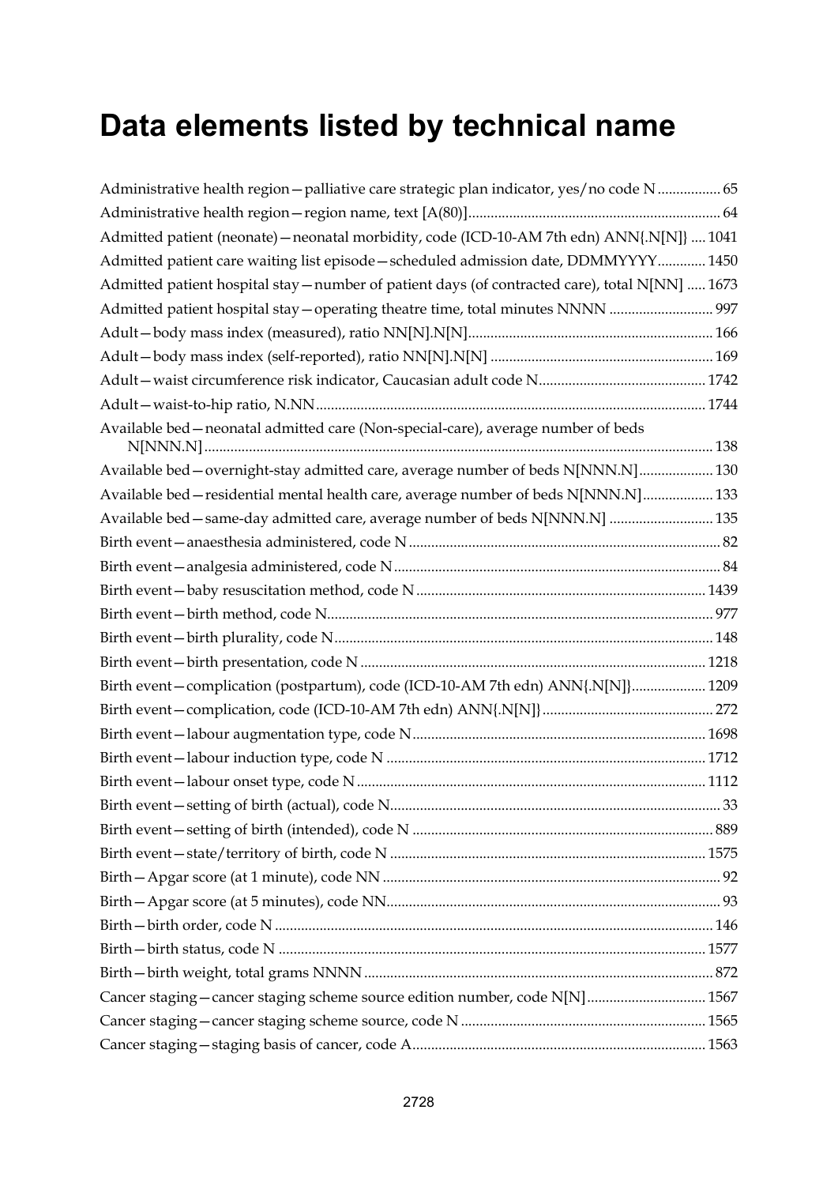# Data elements listed by technical name

Administrative health region—palliative care strategic plan indicator, yes/no code N ................. 65

Administrative health region—region name, text [A(80)] .................................................................. 64

Admitted patient (neonate)—neonatal morbidity, code (ICD-10-AM 7th edn) ANN{.N[N]} .... 1041

Admitted patient care waiting list episode—scheduled admission date, DDMMYYYY ............. 1450

Admitted patient hospital stay—number of patient days (of contracted care), total N[NN] ..... 1673

Admitted patient hospital stay—operating theatre time, total minutes NNNN ............................ 997

Adult—body mass index (measured), ratio NN[N].N[N] .................................................................. 166

Adult—body mass index (self-reported), ratio NN[N].N[N] ............................................................ 169

Adult—waist circumference risk indicator, Caucasian adult code N ............................................. 1742

Adult—waist-to-hip ratio, N.NN ........................................................................................................ 1744

Available bed—neonatal admitted care (Non-special-care), average number of beds N[NNN.N] ......................................................................................................................................... 138

Available bed—overnight-stay admitted care, average number of beds N[NNN.N] .................... 130

Available bed—residential mental health care, average number of beds N[NNN.N] ................... 133

Available bed—same-day admitted care, average number of beds N[NNN.N] ............................ 135

Birth event—anaesthesia administered, code N ................................................................................... 82

Birth event—analgesia administered, code N ....................................................................................... 84

Birth event—baby resuscitation method, code N ............................................................................. 1439

Birth event—birth method, code N ....................................................................................................... 977

Birth event—birth plurality, code N ..................................................................................................... 148

Birth event—birth presentation, code N ............................................................................................ 1218

Birth event—complication (postpartum), code (ICD-10-AM 7th edn) ANN{.N[N]} .................... 1209

Birth event—complication, code (ICD-10-AM 7th edn) ANN{.N[N]} ............................................. 272

Birth event—labour augmentation type, code N .............................................................................. 1698

Birth event—labour induction type, code N ..................................................................................... 1712

Birth event—labour onset type, code N ............................................................................................. 1112

Birth event—setting of birth (actual), code N ........................................................................................ 33

Birth event—setting of birth (intended), code N ................................................................................ 889

Birth event—state/territory of birth, code N .................................................................................... 1575

Birth—Apgar score (at 1 minute), code NN .......................................................................................... 92

Birth—Apgar score (at 5 minutes), code NN ......................................................................................... 93

Birth—birth order, code N ..................................................................................................................... 146

Birth—birth status, code N .................................................................................................................. 1577

Birth—birth weight, total grams NNNN ............................................................................................. 872

Cancer staging—cancer staging scheme source edition number, code N[N] ................................ 1567

Cancer staging—cancer staging scheme source, code N ................................................................. 1565

Cancer staging—staging basis of cancer, code A .............................................................................. 1563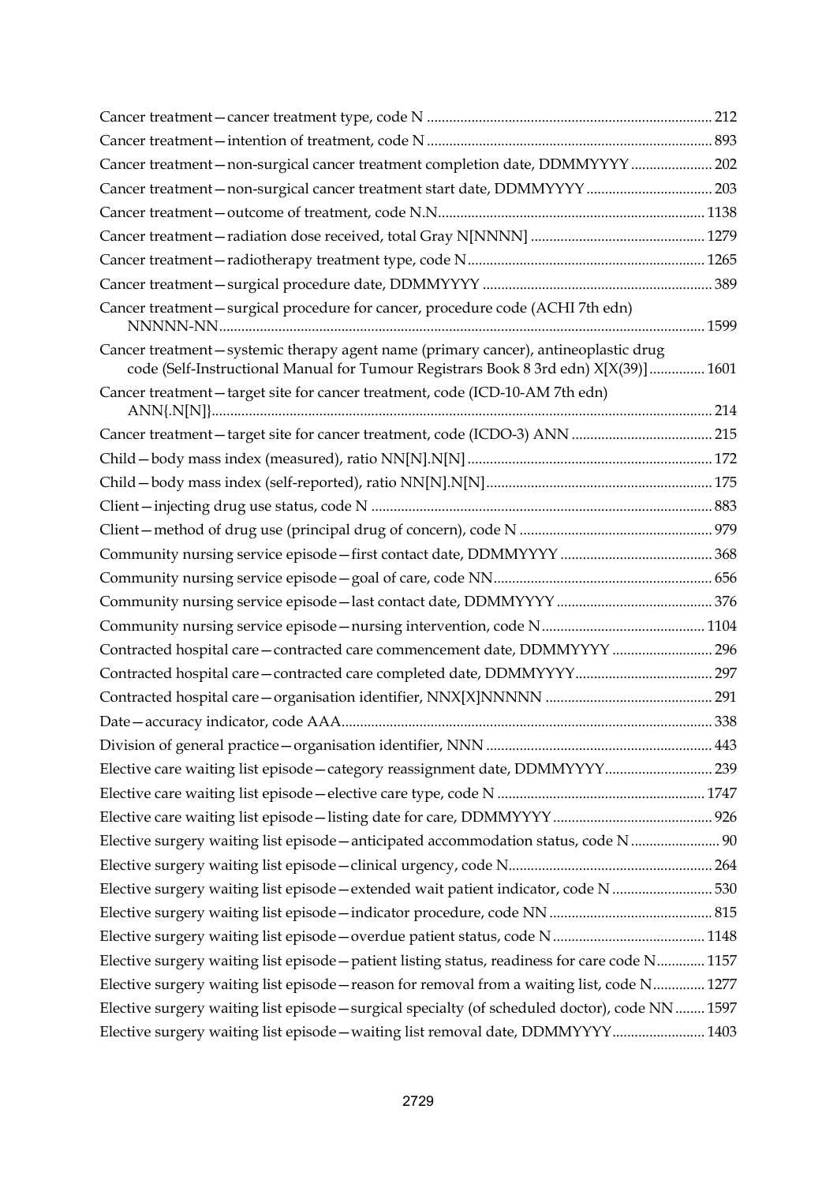Cancer treatment—cancer treatment type, code N ............................................................................ 212

Cancer treatment—intention of treatment, code N ............................................................................ 893

Cancer treatment—non-surgical cancer treatment completion date, DDMMYYYY ...................... 202

Cancer treatment—non-surgical cancer treatment start date, DDMMYYYY .................................. 203

Cancer treatment—outcome of treatment, code N.N....................................................................... 1138

Cancer treatment—radiation dose received, total Gray N[NNNN] ............................................... 1279

Cancer treatment—radiotherapy treatment type, code N................................................................ 1265

Cancer treatment—surgical procedure date, DDMMYYYY .............................................................. 389

Cancer treatment—surgical procedure for cancer, procedure code (ACHI 7th edn) NNNNN-NN................................................................................................................................ 1599

Cancer treatment—systemic therapy agent name (primary cancer), antineoplastic drug code (Self-Instructional Manual for Tumour Registrars Book 8 3rd edn) X[X(39)] ............... 1601

Cancer treatment—target site for cancer treatment, code (ICD-10-AM 7th edn) ANN{.N[N]}...................................................................................................................................... 214

Cancer treatment—target site for cancer treatment, code (ICDO-3) ANN ...................................... 215

Child—body mass index (measured), ratio NN[N].N[N] ................................................................. 172

Child—body mass index (self-reported), ratio NN[N].N[N]............................................................. 175

Client—injecting drug use status, code N ........................................................................................... 883

Client—method of drug use (principal drug of concern), code N .................................................... 979

Community nursing service episode—first contact date, DDMMYYYY ......................................... 368

Community nursing service episode—goal of care, code NN........................................................... 656

Community nursing service episode—last contact date, DDMMYYYY .......................................... 376

Community nursing service episode—nursing intervention, code N............................................ 1104

Contracted hospital care—contracted care commencement date, DDMMYYYY ........................... 296

Contracted hospital care—contracted care completed date, DDMMYYYY..................................... 297

Contracted hospital care—organisation identifier, NNX[X]NNNNN ............................................. 291

Date—accuracy indicator, code AAA.................................................................................................... 338

Division of general practice—organisation identifier, NNN ............................................................. 443

Elective care waiting list episode—category reassignment date, DDMMYYYY............................. 239

Elective care waiting list episode—elective care type, code N ........................................................ 1747

Elective care waiting list episode—listing date for care, DDMMYYYY ........................................... 926

Elective surgery waiting list episode—anticipated accommodation status, code N ........................ 90

Elective surgery waiting list episode—clinical urgency, code N....................................................... 264

Elective surgery waiting list episode—extended wait patient indicator, code N ........................... 530

Elective surgery waiting list episode—indicator procedure, code NN ............................................ 815

Elective surgery waiting list episode—overdue patient status, code N ......................................... 1148

Elective surgery waiting list episode—patient listing status, readiness for care code N............. 1157

Elective surgery waiting list episode—reason for removal from a waiting list, code N.............. 1277

Elective surgery waiting list episode—surgical specialty (of scheduled doctor), code NN ........ 1597

Elective surgery waiting list episode—waiting list removal date, DDMMYYYY......................... 1403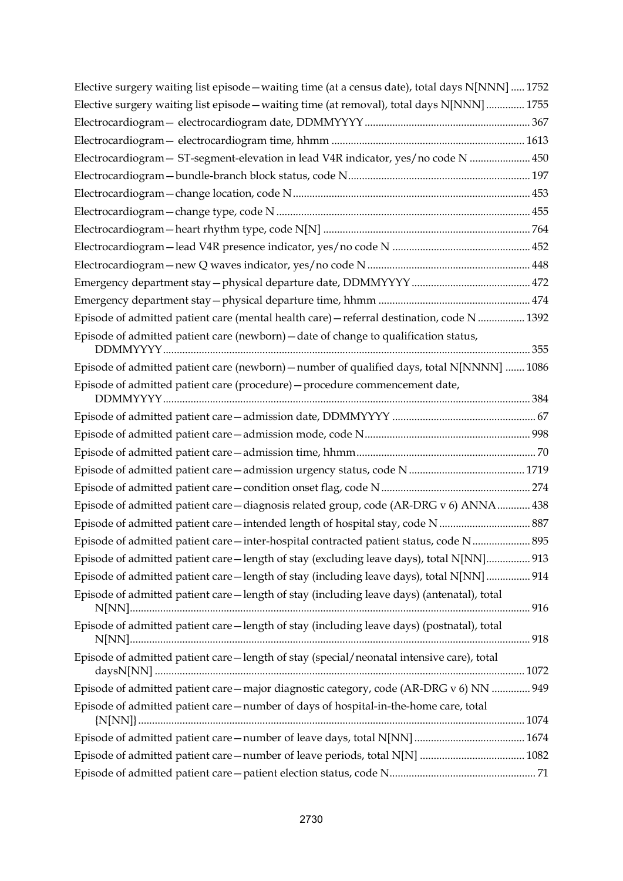Elective surgery waiting list episode—waiting time (at a census date), total days N[NNN] ..... 1752

Elective surgery waiting list episode—waiting time (at removal), total days N[NNN] .............. 1755

Electrocardiogram— electrocardiogram date, DDMMYYYY ........................................................... 367

Electrocardiogram— electrocardiogram time, hhmm ..................................................................... 1613

Electrocardiogram— ST-segment-elevation in lead V4R indicator, yes/no code N ...................... 450

Electrocardiogram—bundle-branch block status, code N................................................................. 197

Electrocardiogram—change location, code N..................................................................................... 453

Electrocardiogram—change type, code N ........................................................................................... 455

Electrocardiogram—heart rhythm type, code N[N] .......................................................................... 764

Electrocardiogram—lead V4R presence indicator, yes/no code N .................................................. 452

Electrocardiogram—new Q waves indicator, yes/no code N ........................................................... 448

Emergency department stay—physical departure date, DDMMYYYY ........................................... 472

Emergency department stay—physical departure time, hhmm ....................................................... 474

Episode of admitted patient care (mental health care)—referral destination, code N ................. 1392

Episode of admitted patient care (newborn)—date of change to qualification status, DDMMYYYY ..................................................................................................................................... 355

Episode of admitted patient care (newborn)—number of qualified days, total N[NNNN] ....... 1086

Episode of admitted patient care (procedure)—procedure commencement date, DDMMYYYY ..................................................................................................................................... 384

Episode of admitted patient care—admission date, DDMMYYYY .................................................... 67

Episode of admitted patient care—admission mode, code N............................................................ 998

Episode of admitted patient care—admission time, hhmm................................................................. 70

Episode of admitted patient care—admission urgency status, code N .......................................... 1719

Episode of admitted patient care—condition onset flag, code N...................................................... 274

Episode of admitted patient care—diagnosis related group, code (AR-DRG v 6) ANNA............ 438

Episode of admitted patient care—intended length of hospital stay, code N ................................. 887

Episode of admitted patient care—inter-hospital contracted patient status, code N..................... 895

Episode of admitted patient care—length of stay (excluding leave days), total N[NN]................ 913

Episode of admitted patient care—length of stay (including leave days), total N[NN] ................ 914

Episode of admitted patient care—length of stay (including leave days) (antenatal), total N[NN]................................................................................................................................................ 916

Episode of admitted patient care—length of stay (including leave days) (postnatal), total N[NN]................................................................................................................................................ 918

Episode of admitted patient care—length of stay (special/neonatal intensive care), total daysN[NN] ...................................................................................................................................... 1072

Episode of admitted patient care—major diagnostic category, code (AR-DRG v 6) NN .............. 949

Episode of admitted patient care—number of days of hospital-in-the-home care, total {N[NN]} ........................................................................................................................................... 1074

Episode of admitted patient care—number of leave days, total N[NN] ........................................ 1674

Episode of admitted patient care—number of leave periods, total N[N] ...................................... 1082

Episode of admitted patient care—patient election status, code N..................................................... 71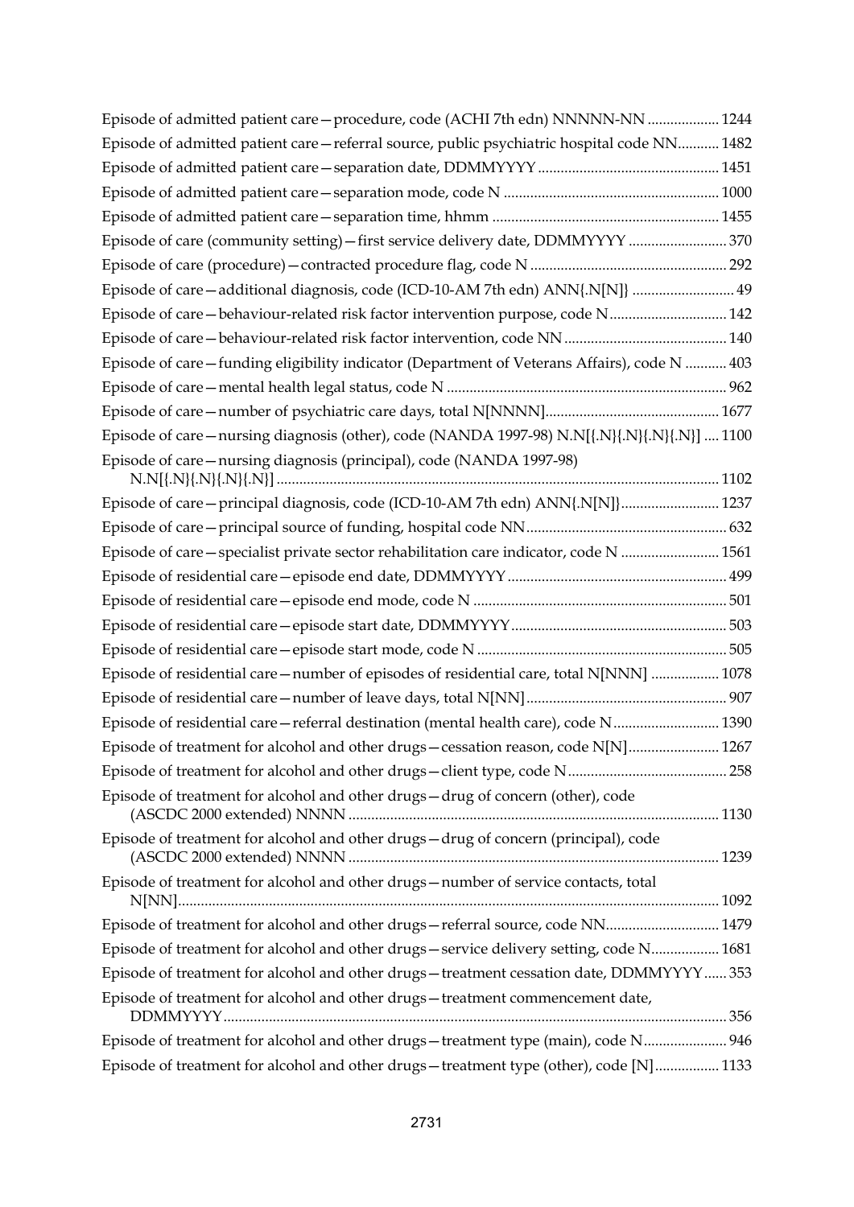Episode of admitted patient care—procedure, code (ACHI 7th edn) NNNNN-NN ................... 1244

Episode of admitted patient care—referral source, public psychiatric hospital code NN........... 1482

Episode of admitted patient care—separation date, DDMMYYYY ................................................ 1451

Episode of admitted patient care—separation mode, code N ......................................................... 1000

Episode of admitted patient care—separation time, hhmm ........................................................... 1455

Episode of care (community setting)—first service delivery date, DDMMYYYY .......................... 370

Episode of care (procedure)—contracted procedure flag, code N .................................................... 292

Episode of care—additional diagnosis, code (ICD-10-AM 7th edn) ANN{.N[N]} ........................... 49

Episode of care—behaviour-related risk factor intervention purpose, code N ............................... 142

Episode of care—behaviour-related risk factor intervention, code NN ........................................... 140

Episode of care—funding eligibility indicator (Department of Veterans Affairs), code N ........... 403

Episode of care—mental health legal status, code N .......................................................................... 962

Episode of care—number of psychiatric care days, total N[NNNN].............................................. 1677

Episode of care—nursing diagnosis (other), code (NANDA 1997-98) N.N[{.N}{.N}{.N}{.N}] .... 1100

Episode of care—nursing diagnosis (principal), code (NANDA 1997-98) N.N[{.N}{.N}{.N}{.N}] .................................................................................................................... 1102

Episode of care—principal diagnosis, code (ICD-10-AM 7th edn) ANN{.N[N]}.......................... 1237

Episode of care—principal source of funding, hospital code NN..................................................... 632

Episode of care—specialist private sector rehabilitation care indicator, code N .......................... 1561

Episode of residential care—episode end date, DDMMYYYY .......................................................... 499

Episode of residential care—episode end mode, code N ................................................................... 501

Episode of residential care—episode start date, DDMMYYYY.......................................................... 503

Episode of residential care—episode start mode, code N .................................................................. 505

Episode of residential care—number of episodes of residential care, total N[NNN] .................. 1078

Episode of residential care—number of leave days, total N[NN]..................................................... 907

Episode of residential care—referral destination (mental health care), code N............................ 1390

Episode of treatment for alcohol and other drugs—cessation reason, code N[N]........................ 1267

Episode of treatment for alcohol and other drugs—client type, code N.......................................... 258

Episode of treatment for alcohol and other drugs—drug of concern (other), code (ASCDC 2000 extended) NNNN ................................................................................................. 1130

Episode of treatment for alcohol and other drugs—drug of concern (principal), code (ASCDC 2000 extended) NNNN ................................................................................................. 1239

Episode of treatment for alcohol and other drugs—number of service contacts, total N[NN]............................................................................................................................................ 1092

Episode of treatment for alcohol and other drugs—referral source, code NN.............................. 1479

Episode of treatment for alcohol and other drugs—service delivery setting, code N.................. 1681

Episode of treatment for alcohol and other drugs—treatment cessation date, DDMMYYYY...... 353

Episode of treatment for alcohol and other drugs—treatment commencement date, DDMMYYYY.................................................................................................................................. 356

Episode of treatment for alcohol and other drugs—treatment type (main), code N...................... 946

Episode of treatment for alcohol and other drugs—treatment type (other), code [N]................. 1133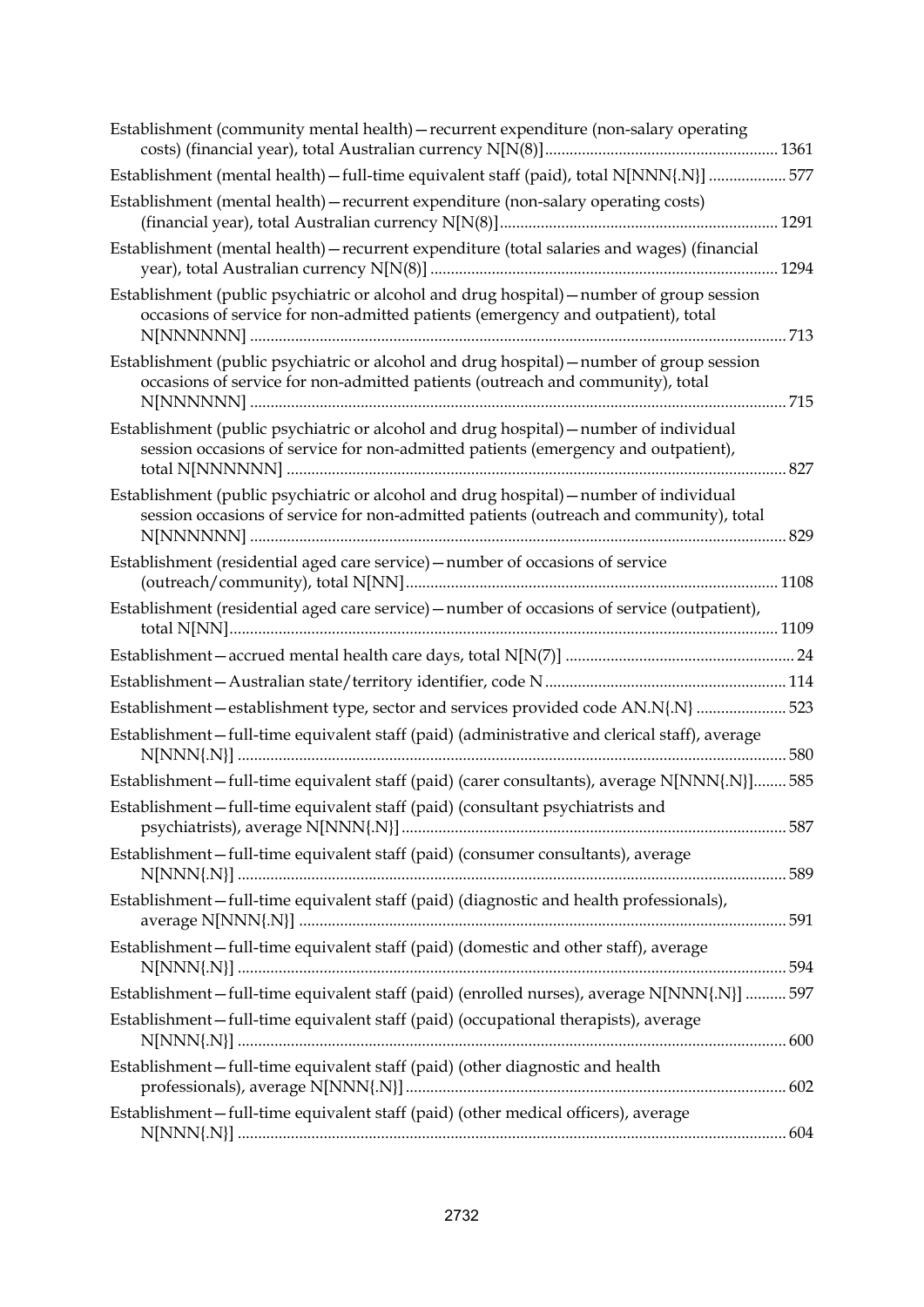Establishment (community mental health)—recurrent expenditure (non-salary operating costs) (financial year), total Australian currency N[N(8)] ........ 1361

Establishment (mental health)—full-time equivalent staff (paid), total N[NNN{.N}] ........ 577

Establishment (mental health)—recurrent expenditure (non-salary operating costs) (financial year), total Australian currency N[N(8)] ........ 1291

Establishment (mental health)—recurrent expenditure (total salaries and wages) (financial year), total Australian currency N[N(8)] ........ 1294

Establishment (public psychiatric or alcohol and drug hospital)—number of group session occasions of service for non-admitted patients (emergency and outpatient), total N[NNNNNN] ........ 713

Establishment (public psychiatric or alcohol and drug hospital)—number of group session occasions of service for non-admitted patients (outreach and community), total N[NNNNNN] ........ 715

Establishment (public psychiatric or alcohol and drug hospital)—number of individual session occasions of service for non-admitted patients (emergency and outpatient), total N[NNNNNN] ........ 827

Establishment (public psychiatric or alcohol and drug hospital)—number of individual session occasions of service for non-admitted patients (outreach and community), total N[NNNNNN] ........ 829

Establishment (residential aged care service)—number of occasions of service (outreach/community), total N[NN] ........ 1108

Establishment (residential aged care service)—number of occasions of service (outpatient), total N[NN] ........ 1109

Establishment—accrued mental health care days, total N[N(7)] ........ 24

Establishment—Australian state/territory identifier, code N ........ 114

Establishment—establishment type, sector and services provided code AN.N{.N} ........ 523

Establishment—full-time equivalent staff (paid) (administrative and clerical staff), average N[NNN{.N}] ........ 580

Establishment—full-time equivalent staff (paid) (carer consultants), average N[NNN{.N}] ........ 585

Establishment—full-time equivalent staff (paid) (consultant psychiatrists and psychiatrists), average N[NNN{.N}] ........ 587

Establishment—full-time equivalent staff (paid) (consumer consultants), average N[NNN{.N}] ........ 589

Establishment—full-time equivalent staff (paid) (diagnostic and health professionals), average N[NNN{.N}] ........ 591

Establishment—full-time equivalent staff (paid) (domestic and other staff), average N[NNN{.N}] ........ 594

Establishment—full-time equivalent staff (paid) (enrolled nurses), average N[NNN{.N}] ........ 597

Establishment—full-time equivalent staff (paid) (occupational therapists), average N[NNN{.N}] ........ 600

Establishment—full-time equivalent staff (paid) (other diagnostic and health professionals), average N[NNN{.N}] ........ 602

Establishment—full-time equivalent staff (paid) (other medical officers), average N[NNN{.N}] ........ 604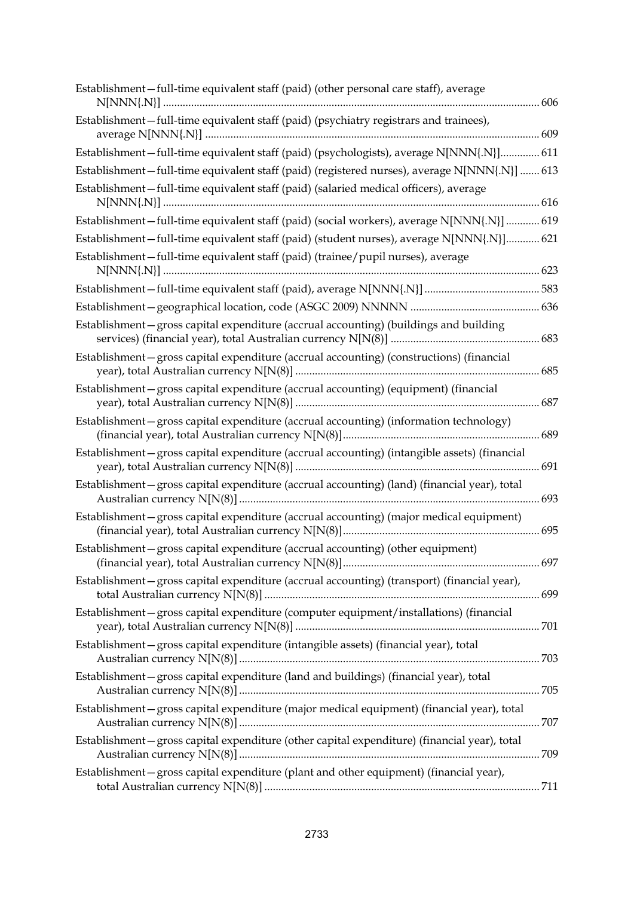Establishment—full-time equivalent staff (paid) (other personal care staff), average N[NNN{.N}] ............................................................................................................................................ 606

Establishment—full-time equivalent staff (paid) (psychiatry registrars and trainees), average N[NNN{.N}] ............................................................................................................................ 609

Establishment—full-time equivalent staff (paid) (psychologists), average N[NNN{.N}].............. 611

Establishment—full-time equivalent staff (paid) (registered nurses), average N[NNN{.N}] ....... 613

Establishment—full-time equivalent staff (paid) (salaried medical officers), average N[NNN{.N}] ............................................................................................................................................ 616

Establishment—full-time equivalent staff (paid) (social workers), average N[NNN{.N}] ............ 619

Establishment—full-time equivalent staff (paid) (student nurses), average N[NNN{.N}]............ 621

Establishment—full-time equivalent staff (paid) (trainee/pupil nurses), average N[NNN{.N}] ............................................................................................................................................ 623

Establishment—full-time equivalent staff (paid), average N[NNN{.N}] ......................................... 583

Establishment—geographical location, code (ASGC 2009) NNNNN ............................................. 636

Establishment—gross capital expenditure (accrual accounting) (buildings and building services) (financial year), total Australian currency N[N(8)] .................................................... 683

Establishment—gross capital expenditure (accrual accounting) (constructions) (financial year), total Australian currency N[N(8)] ...................................................................................... 685

Establishment—gross capital expenditure (accrual accounting) (equipment) (financial year), total Australian currency N[N(8)] ...................................................................................... 687

Establishment—gross capital expenditure (accrual accounting) (information technology) (financial year), total Australian currency N[N(8)]..................................................................... 689

Establishment—gross capital expenditure (accrual accounting) (intangible assets) (financial year), total Australian currency N[N(8)] ...................................................................................... 691

Establishment—gross capital expenditure (accrual accounting) (land) (financial year), total Australian currency N[N(8)] .......................................................................................................... 693

Establishment—gross capital expenditure (accrual accounting) (major medical equipment) (financial year), total Australian currency N[N(8)]..................................................................... 695

Establishment—gross capital expenditure (accrual accounting) (other equipment) (financial year), total Australian currency N[N(8)]..................................................................... 697

Establishment—gross capital expenditure (accrual accounting) (transport) (financial year), total Australian currency N[N(8)] ................................................................................................. 699

Establishment—gross capital expenditure (computer equipment/installations) (financial year), total Australian currency N[N(8)] ...................................................................................... 701

Establishment—gross capital expenditure (intangible assets) (financial year), total Australian currency N[N(8)] .......................................................................................................... 703

Establishment—gross capital expenditure (land and buildings) (financial year), total Australian currency N[N(8)] .......................................................................................................... 705

Establishment—gross capital expenditure (major medical equipment) (financial year), total Australian currency N[N(8)] .......................................................................................................... 707

Establishment—gross capital expenditure (other capital expenditure) (financial year), total Australian currency N[N(8)] .......................................................................................................... 709

Establishment—gross capital expenditure (plant and other equipment) (financial year), total Australian currency N[N(8)] ................................................................................................. 711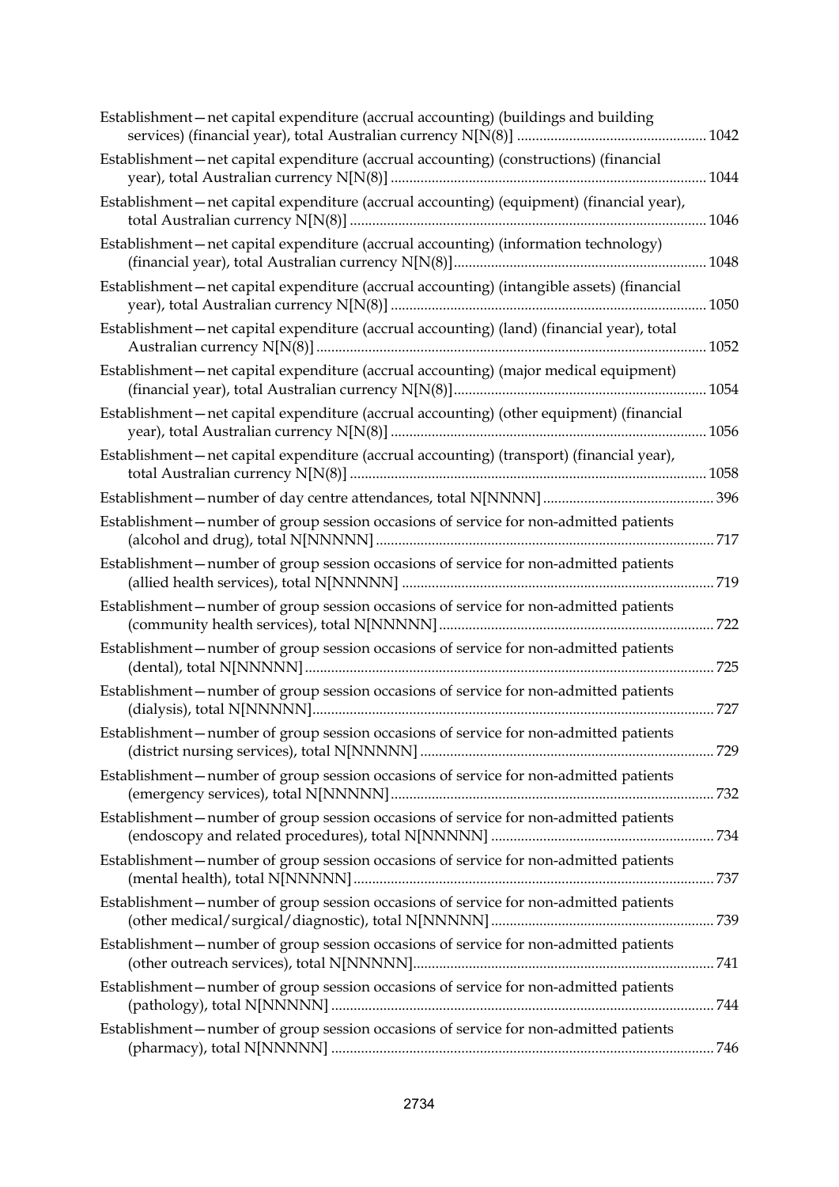Establishment—net capital expenditure (accrual accounting) (buildings and building services) (financial year), total Australian currency N[N(8)] .................................................. 1042

Establishment—net capital expenditure (accrual accounting) (constructions) (financial year), total Australian currency N[N(8)] .................................................................................... 1044

Establishment—net capital expenditure (accrual accounting) (equipment) (financial year), total Australian currency N[N(8)] .............................................................................................. 1046

Establishment—net capital expenditure (accrual accounting) (information technology) (financial year), total Australian currency N[N(8)]................................................................... 1048

Establishment—net capital expenditure (accrual accounting) (intangible assets) (financial year), total Australian currency N[N(8)] .................................................................................... 1050

Establishment—net capital expenditure (accrual accounting) (land) (financial year), total Australian currency N[N(8)] ........................................................................................................ 1052

Establishment—net capital expenditure (accrual accounting) (major medical equipment) (financial year), total Australian currency N[N(8)]................................................................... 1054

Establishment—net capital expenditure (accrual accounting) (other equipment) (financial year), total Australian currency N[N(8)] .................................................................................... 1056

Establishment—net capital expenditure (accrual accounting) (transport) (financial year), total Australian currency N[N(8)] .............................................................................................. 1058

Establishment—number of day centre attendances, total N[NNNN] ............................................. 396

Establishment—number of group session occasions of service for non-admitted patients (alcohol and drug), total N[NNNNN] ......................................................................................... 717

Establishment—number of group session occasions of service for non-admitted patients (allied health services), total N[NNNNN] ................................................................................... 719

Establishment—number of group session occasions of service for non-admitted patients (community health services), total N[NNNNN] ......................................................................... 722

Establishment—number of group session occasions of service for non-admitted patients (dental), total N[NNNNN] ............................................................................................................ 725

Establishment—number of group session occasions of service for non-admitted patients (dialysis), total N[NNNNN]........................................................................................................... 727

Establishment—number of group session occasions of service for non-admitted patients (district nursing services), total N[NNNNN] .............................................................................. 729

Establishment—number of group session occasions of service for non-admitted patients (emergency services), total N[NNNNN]...................................................................................... 732

Establishment—number of group session occasions of service for non-admitted patients (endoscopy and related procedures), total N[NNNNN] ........................................................... 734

Establishment—number of group session occasions of service for non-admitted patients (mental health), total N[NNNNN] ................................................................................................ 737

Establishment—number of group session occasions of service for non-admitted patients (other medical/surgical/diagnostic), total N[NNNNN] ........................................................... 739

Establishment—number of group session occasions of service for non-admitted patients (other outreach services), total N[NNNNN]................................................................................ 741

Establishment—number of group session occasions of service for non-admitted patients (pathology), total N[NNNNN] ...................................................................................................... 744

Establishment—number of group session occasions of service for non-admitted patients (pharmacy), total N[NNNNN] ...................................................................................................... 746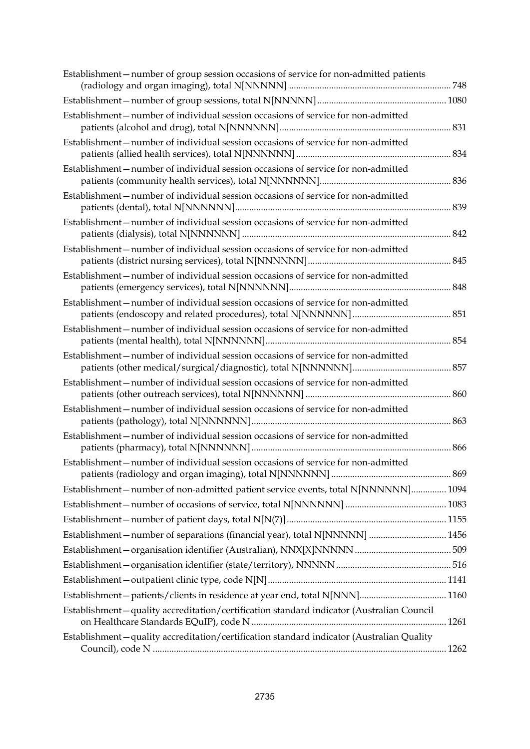Establishment—number of group session occasions of service for non-admitted patients (radiology and organ imaging), total N[NNNNN] .......... 748

Establishment—number of group sessions, total N[NNNNN] .......... 1080

Establishment—number of individual session occasions of service for non-admitted patients (alcohol and drug), total N[NNNNNN] .......... 831

Establishment—number of individual session occasions of service for non-admitted patients (allied health services), total N[NNNNNN] .......... 834

Establishment—number of individual session occasions of service for non-admitted patients (community health services), total N[NNNNNN] .......... 836

Establishment—number of individual session occasions of service for non-admitted patients (dental), total N[NNNNNN] .......... 839

Establishment—number of individual session occasions of service for non-admitted patients (dialysis), total N[NNNNNN] .......... 842

Establishment—number of individual session occasions of service for non-admitted patients (district nursing services), total N[NNNNNN] .......... 845

Establishment—number of individual session occasions of service for non-admitted patients (emergency services), total N[NNNNNN] .......... 848

Establishment—number of individual session occasions of service for non-admitted patients (endoscopy and related procedures), total N[NNNNNN] .......... 851

Establishment—number of individual session occasions of service for non-admitted patients (mental health), total N[NNNNNN] .......... 854

Establishment—number of individual session occasions of service for non-admitted patients (other medical/surgical/diagnostic), total N[NNNNNN] .......... 857

Establishment—number of individual session occasions of service for non-admitted patients (other outreach services), total N[NNNNNN] .......... 860

Establishment—number of individual session occasions of service for non-admitted patients (pathology), total N[NNNNNN] .......... 863

Establishment—number of individual session occasions of service for non-admitted patients (pharmacy), total N[NNNNNN] .......... 866

Establishment—number of individual session occasions of service for non-admitted patients (radiology and organ imaging), total N[NNNNNN] .......... 869

Establishment—number of non-admitted patient service events, total N[NNNNNN] .......... 1094

Establishment—number of occasions of service, total N[NNNNNN] .......... 1083

Establishment—number of patient days, total N[N(7)] .......... 1155

Establishment—number of separations (financial year), total N[NNNNN] .......... 1456

Establishment—organisation identifier (Australian), NNX[X]NNNNN .......... 509

Establishment—organisation identifier (state/territory), NNNNN .......... 516

Establishment—outpatient clinic type, code N[N] .......... 1141

Establishment—patients/clients in residence at year end, total N[NNN] .......... 1160

Establishment—quality accreditation/certification standard indicator (Australian Council on Healthcare Standards EQuIP), code N .......... 1261

Establishment—quality accreditation/certification standard indicator (Australian Quality Council), code N .......... 1262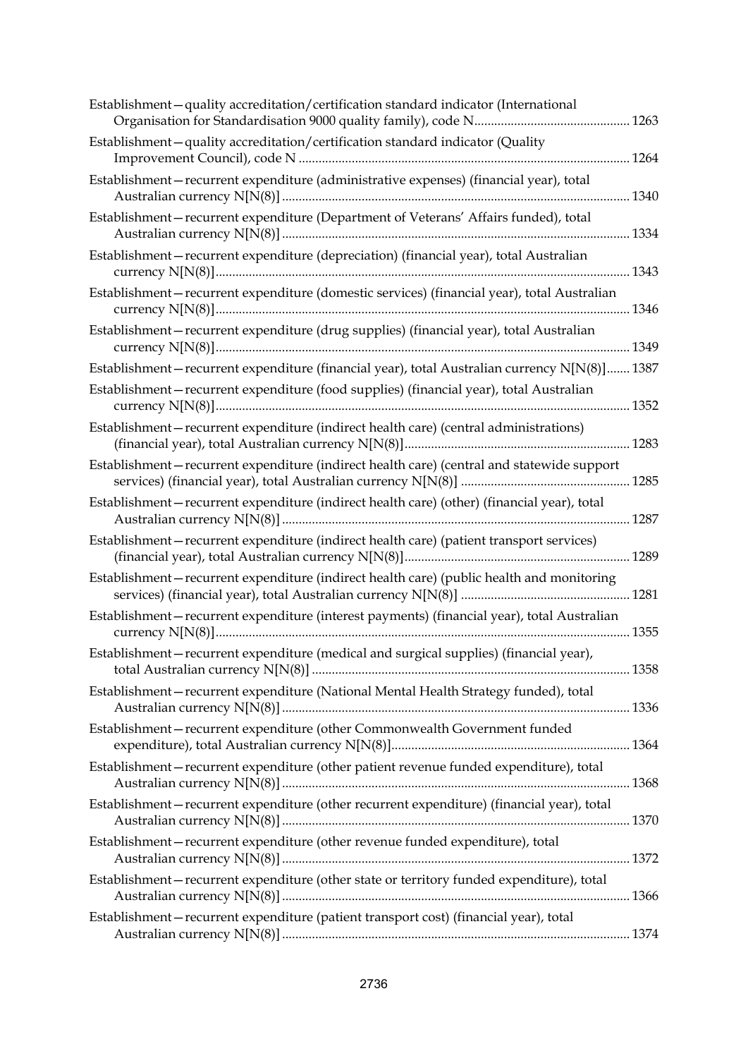Establishment—quality accreditation/certification standard indicator (International Organisation for Standardisation 9000 quality family), code N ............................................. 1263

Establishment—quality accreditation/certification standard indicator (Quality Improvement Council), code N ................................................................................................ 1264

Establishment—recurrent expenditure (administrative expenses) (financial year), total Australian currency N[N(8)] ..................................................................................................... 1340

Establishment—recurrent expenditure (Department of Veterans' Affairs funded), total Australian currency N[N(8)] ..................................................................................................... 1334

Establishment—recurrent expenditure (depreciation) (financial year), total Australian currency N[N(8)]......................................................................................................................... 1343

Establishment—recurrent expenditure (domestic services) (financial year), total Australian currency N[N(8)]......................................................................................................................... 1346

Establishment—recurrent expenditure (drug supplies) (financial year), total Australian currency N[N(8)]......................................................................................................................... 1349

Establishment—recurrent expenditure (financial year), total Australian currency N[N(8)]....... 1387

Establishment—recurrent expenditure (food supplies) (financial year), total Australian currency N[N(8)]......................................................................................................................... 1352

Establishment—recurrent expenditure (indirect health care) (central administrations) (financial year), total Australian currency N[N(8)].................................................................. 1283

Establishment—recurrent expenditure (indirect health care) (central and statewide support services) (financial year), total Australian currency N[N(8)] .................................................. 1285

Establishment—recurrent expenditure (indirect health care) (other) (financial year), total Australian currency N[N(8)] ..................................................................................................... 1287

Establishment—recurrent expenditure (indirect health care) (patient transport services) (financial year), total Australian currency N[N(8)].................................................................. 1289

Establishment—recurrent expenditure (indirect health care) (public health and monitoring services) (financial year), total Australian currency N[N(8)] .................................................. 1281

Establishment—recurrent expenditure (interest payments) (financial year), total Australian currency N[N(8)]......................................................................................................................... 1355

Establishment—recurrent expenditure (medical and surgical supplies) (financial year), total Australian currency N[N(8)] ............................................................................................. 1358

Establishment—recurrent expenditure (National Mental Health Strategy funded), total Australian currency N[N(8)] ..................................................................................................... 1336

Establishment—recurrent expenditure (other Commonwealth Government funded expenditure), total Australian currency N[N(8)]...................................................................... 1364

Establishment—recurrent expenditure (other patient revenue funded expenditure), total Australian currency N[N(8)] ..................................................................................................... 1368

Establishment—recurrent expenditure (other recurrent expenditure) (financial year), total Australian currency N[N(8)] ..................................................................................................... 1370

Establishment—recurrent expenditure (other revenue funded expenditure), total Australian currency N[N(8)] ..................................................................................................... 1372

Establishment—recurrent expenditure (other state or territory funded expenditure), total Australian currency N[N(8)] ..................................................................................................... 1366

Establishment—recurrent expenditure (patient transport cost) (financial year), total Australian currency N[N(8)] ..................................................................................................... 1374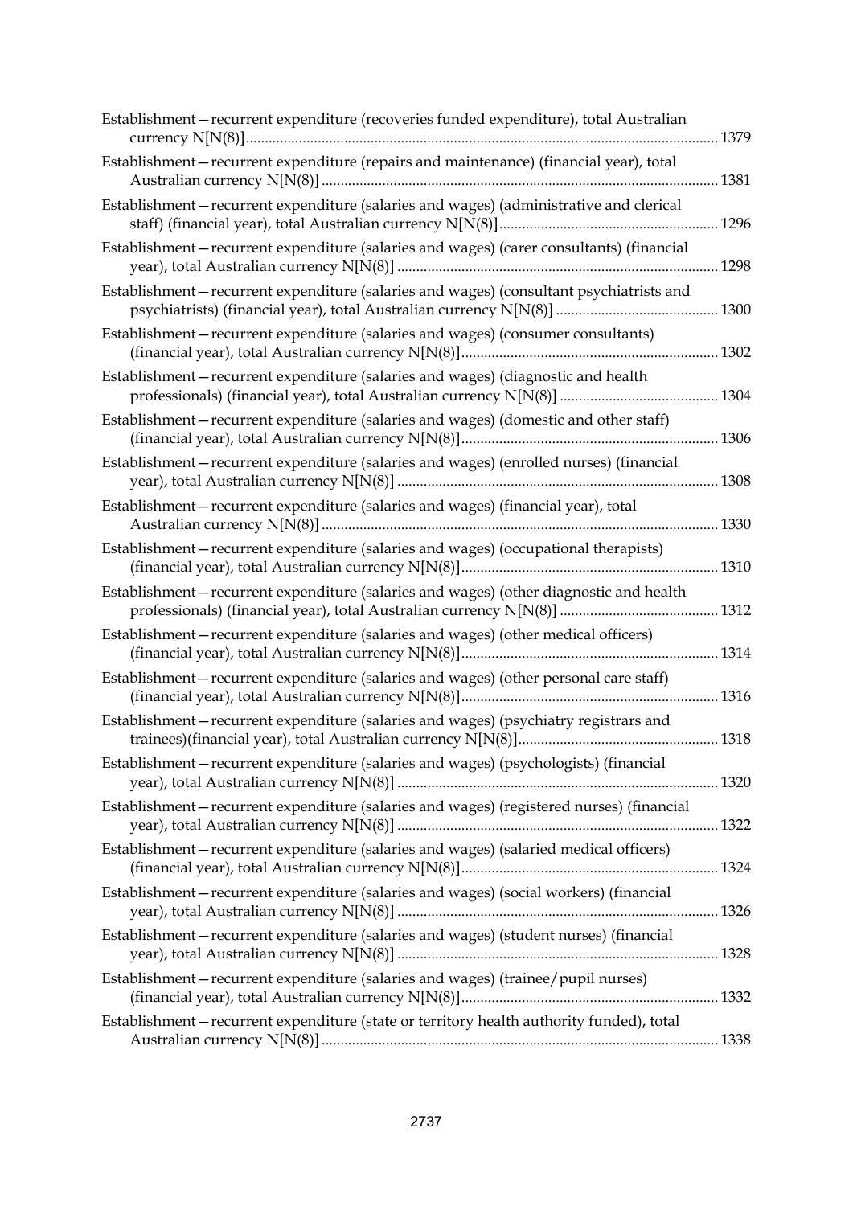Establishment—recurrent expenditure (recoveries funded expenditure), total Australian currency N[N(8)] ... 1379

Establishment—recurrent expenditure (repairs and maintenance) (financial year), total Australian currency N[N(8)] ... 1381

Establishment—recurrent expenditure (salaries and wages) (administrative and clerical staff) (financial year), total Australian currency N[N(8)] ... 1296

Establishment—recurrent expenditure (salaries and wages) (carer consultants) (financial year), total Australian currency N[N(8)] ... 1298

Establishment—recurrent expenditure (salaries and wages) (consultant psychiatrists and psychiatrists) (financial year), total Australian currency N[N(8)] ... 1300

Establishment—recurrent expenditure (salaries and wages) (consumer consultants) (financial year), total Australian currency N[N(8)] ... 1302

Establishment—recurrent expenditure (salaries and wages) (diagnostic and health professionals) (financial year), total Australian currency N[N(8)] ... 1304

Establishment—recurrent expenditure (salaries and wages) (domestic and other staff) (financial year), total Australian currency N[N(8)] ... 1306

Establishment—recurrent expenditure (salaries and wages) (enrolled nurses) (financial year), total Australian currency N[N(8)] ... 1308

Establishment—recurrent expenditure (salaries and wages) (financial year), total Australian currency N[N(8)] ... 1330

Establishment—recurrent expenditure (salaries and wages) (occupational therapists) (financial year), total Australian currency N[N(8)] ... 1310

Establishment—recurrent expenditure (salaries and wages) (other diagnostic and health professionals) (financial year), total Australian currency N[N(8)] ... 1312

Establishment—recurrent expenditure (salaries and wages) (other medical officers) (financial year), total Australian currency N[N(8)] ... 1314

Establishment—recurrent expenditure (salaries and wages) (other personal care staff) (financial year), total Australian currency N[N(8)] ... 1316

Establishment—recurrent expenditure (salaries and wages) (psychiatry registrars and trainees)(financial year), total Australian currency N[N(8)] ... 1318

Establishment—recurrent expenditure (salaries and wages) (psychologists) (financial year), total Australian currency N[N(8)] ... 1320

Establishment—recurrent expenditure (salaries and wages) (registered nurses) (financial year), total Australian currency N[N(8)] ... 1322

Establishment—recurrent expenditure (salaries and wages) (salaried medical officers) (financial year), total Australian currency N[N(8)] ... 1324

Establishment—recurrent expenditure (salaries and wages) (social workers) (financial year), total Australian currency N[N(8)] ... 1326

Establishment—recurrent expenditure (salaries and wages) (student nurses) (financial year), total Australian currency N[N(8)] ... 1328

Establishment—recurrent expenditure (salaries and wages) (trainee/pupil nurses) (financial year), total Australian currency N[N(8)] ... 1332

Establishment—recurrent expenditure (state or territory health authority funded), total Australian currency N[N(8)] ... 1338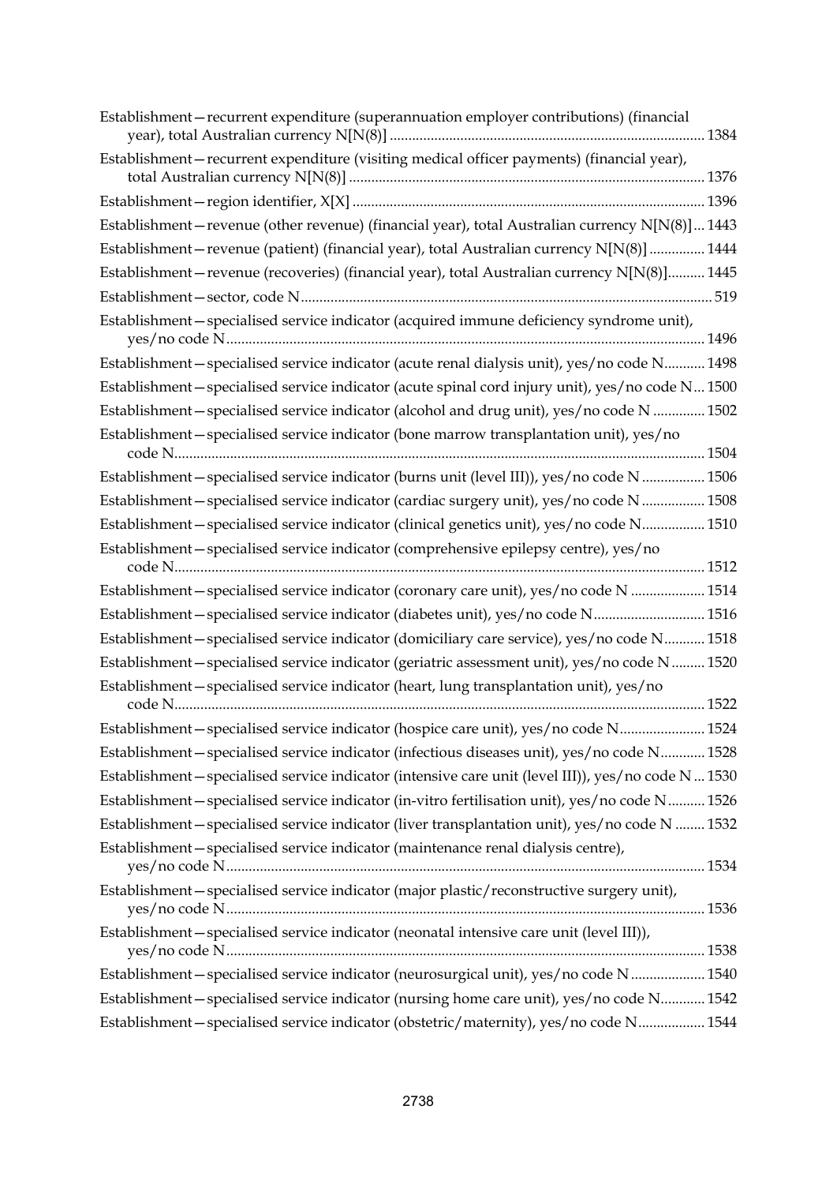Establishment—recurrent expenditure (superannuation employer contributions) (financial year), total Australian currency N[N(8)] .................... 1384

Establishment—recurrent expenditure (visiting medical officer payments) (financial year), total Australian currency N[N(8)] .................... 1376

Establishment—region identifier, X[X] .................... 1396

Establishment—revenue (other revenue) (financial year), total Australian currency N[N(8)] ... 1443

Establishment—revenue (patient) (financial year), total Australian currency N[N(8)] .............. 1444

Establishment—revenue (recoveries) (financial year), total Australian currency N[N(8)].......... 1445

Establishment—sector, code N.................... 519

Establishment—specialised service indicator (acquired immune deficiency syndrome unit), yes/no code N.................... 1496

Establishment—specialised service indicator (acute renal dialysis unit), yes/no code N........... 1498

Establishment—specialised service indicator (acute spinal cord injury unit), yes/no code N... 1500

Establishment—specialised service indicator (alcohol and drug unit), yes/no code N .............. 1502

Establishment—specialised service indicator (bone marrow transplantation unit), yes/no code N.................... 1504

Establishment—specialised service indicator (burns unit (level III)), yes/no code N ................. 1506

Establishment—specialised service indicator (cardiac surgery unit), yes/no code N ................. 1508

Establishment—specialised service indicator (clinical genetics unit), yes/no code N................. 1510

Establishment—specialised service indicator (comprehensive epilepsy centre), yes/no code N.................... 1512

Establishment—specialised service indicator (coronary care unit), yes/no code N .................... 1514

Establishment—specialised service indicator (diabetes unit), yes/no code N.............................. 1516

Establishment—specialised service indicator (domiciliary care service), yes/no code N........... 1518

Establishment—specialised service indicator (geriatric assessment unit), yes/no code N ......... 1520

Establishment—specialised service indicator (heart, lung transplantation unit), yes/no code N.................... 1522

Establishment—specialised service indicator (hospice care unit), yes/no code N....................... 1524

Establishment—specialised service indicator (infectious diseases unit), yes/no code N............ 1528

Establishment—specialised service indicator (intensive care unit (level III)), yes/no code N ... 1530

Establishment—specialised service indicator (in-vitro fertilisation unit), yes/no code N.......... 1526

Establishment—specialised service indicator (liver transplantation unit), yes/no code N ........ 1532

Establishment—specialised service indicator (maintenance renal dialysis centre), yes/no code N.................... 1534

Establishment—specialised service indicator (major plastic/reconstructive surgery unit), yes/no code N.................... 1536

Establishment—specialised service indicator (neonatal intensive care unit (level III)), yes/no code N.................... 1538

Establishment—specialised service indicator (neurosurgical unit), yes/no code N .................... 1540

Establishment—specialised service indicator (nursing home care unit), yes/no code N............ 1542

Establishment—specialised service indicator (obstetric/maternity), yes/no code N.................. 1544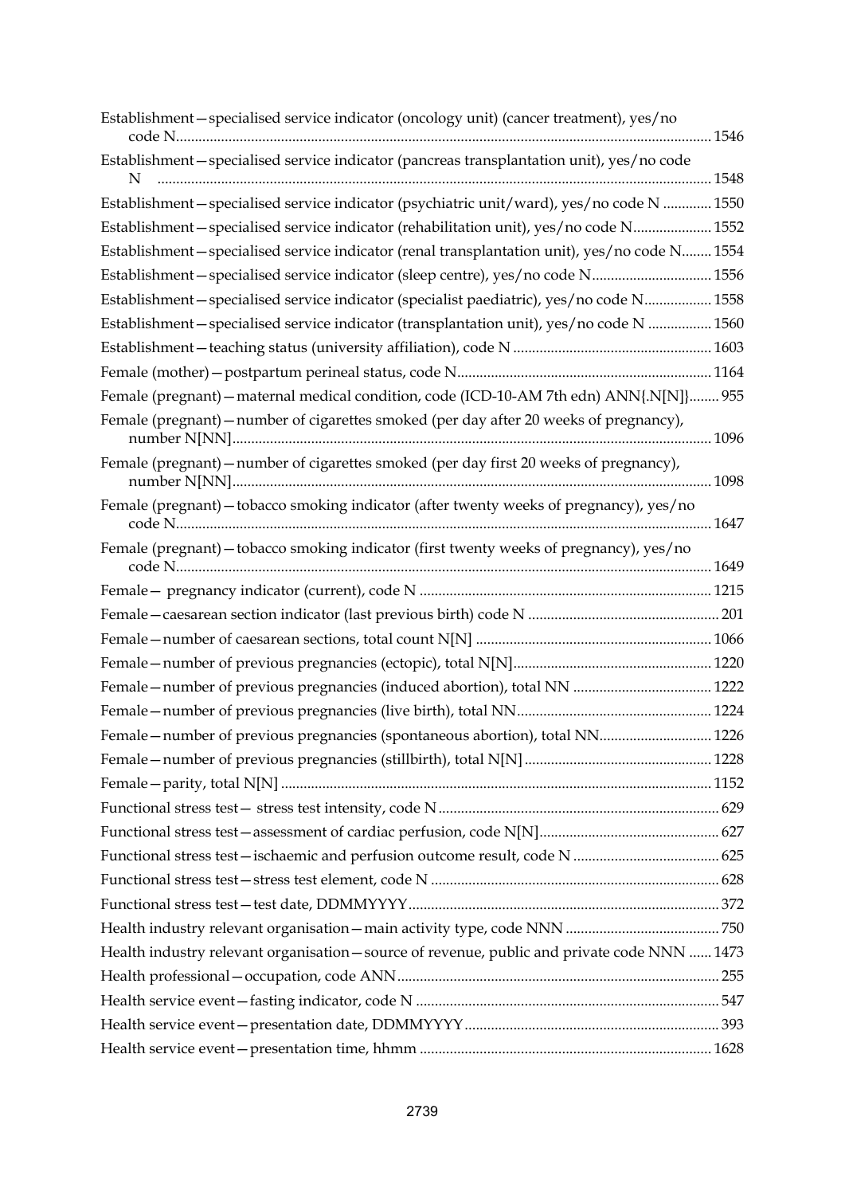Establishment—specialised service indicator (oncology unit) (cancer treatment), yes/no code N............ 1546

Establishment—specialised service indicator (pancreas transplantation unit), yes/no code N ............ 1548

Establishment—specialised service indicator (psychiatric unit/ward), yes/no code N ............ 1550

Establishment—specialised service indicator (rehabilitation unit), yes/no code N............ 1552

Establishment—specialised service indicator (renal transplantation unit), yes/no code N........ 1554

Establishment—specialised service indicator (sleep centre), yes/no code N............ 1556

Establishment—specialised service indicator (specialist paediatric), yes/no code N............ 1558

Establishment—specialised service indicator (transplantation unit), yes/no code N ............ 1560

Establishment—teaching status (university affiliation), code N ............ 1603

Female (mother)—postpartum perineal status, code N............ 1164

Female (pregnant)—maternal medical condition, code (ICD-10-AM 7th edn) ANN{.N[N]}........ 955

Female (pregnant)—number of cigarettes smoked (per day after 20 weeks of pregnancy), number N[NN]............ 1096

Female (pregnant)—number of cigarettes smoked (per day first 20 weeks of pregnancy), number N[NN]............ 1098

Female (pregnant)—tobacco smoking indicator (after twenty weeks of pregnancy), yes/no code N............ 1647

Female (pregnant)—tobacco smoking indicator (first twenty weeks of pregnancy), yes/no code N............ 1649

Female— pregnancy indicator (current), code N ............ 1215

Female—caesarean section indicator (last previous birth) code N ............ 201

Female—number of caesarean sections, total count N[N] ............ 1066

Female—number of previous pregnancies (ectopic), total N[N]............ 1220

Female—number of previous pregnancies (induced abortion), total NN ............ 1222

Female—number of previous pregnancies (live birth), total NN............ 1224

Female—number of previous pregnancies (spontaneous abortion), total NN............ 1226

Female—number of previous pregnancies (stillbirth), total N[N] ............ 1228

Female—parity, total N[N] ............ 1152

Functional stress test— stress test intensity, code N ............ 629

Functional stress test—assessment of cardiac perfusion, code N[N]............ 627

Functional stress test—ischaemic and perfusion outcome result, code N ............ 625

Functional stress test—stress test element, code N ............ 628

Functional stress test—test date, DDMMYYYY............ 372

Health industry relevant organisation—main activity type, code NNN ............ 750

Health industry relevant organisation—source of revenue, public and private code NNN ...... 1473

Health professional—occupation, code ANN............ 255

Health service event—fasting indicator, code N ............ 547

Health service event—presentation date, DDMMYYYY ............ 393

Health service event—presentation time, hhmm ............ 1628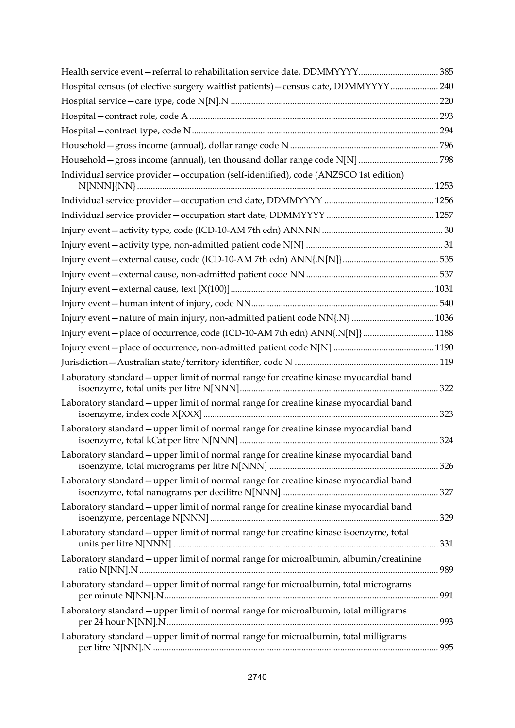Health service event—referral to rehabilitation service date, DDMMYYYY .......... 385

Hospital census (of elective surgery waitlist patients)—census date, DDMMYYYY .......... 240

Hospital service—care type, code N[N].N .......... 220

Hospital—contract role, code A .......... 293

Hospital—contract type, code N .......... 294

Household—gross income (annual), dollar range code N .......... 796

Household—gross income (annual), ten thousand dollar range code N[N] .......... 798

Individual service provider—occupation (self-identified), code (ANZSCO 1st edition) N[NNN]{NN} .......... 1253

Individual service provider—occupation end date, DDMMYYYY .......... 1256

Individual service provider—occupation start date, DDMMYYYY .......... 1257

Injury event—activity type, code (ICD-10-AM 7th edn) ANNNN .......... 30

Injury event—activity type, non-admitted patient code N[N] .......... 31

Injury event—external cause, code (ICD-10-AM 7th edn) ANN{.N[N]} .......... 535

Injury event—external cause, non-admitted patient code NN .......... 537

Injury event—external cause, text [X(100)] .......... 1031

Injury event—human intent of injury, code NN .......... 540

Injury event—nature of main injury, non-admitted patient code NN{.N} .......... 1036

Injury event—place of occurrence, code (ICD-10-AM 7th edn) ANN{.N[N]} .......... 1188

Injury event—place of occurrence, non-admitted patient code N[N] .......... 1190

Jurisdiction—Australian state/territory identifier, code N .......... 119

Laboratory standard—upper limit of normal range for creatine kinase myocardial band isoenzyme, total units per litre N[NNN] .......... 322

Laboratory standard—upper limit of normal range for creatine kinase myocardial band isoenzyme, index code X[XXX] .......... 323

Laboratory standard—upper limit of normal range for creatine kinase myocardial band isoenzyme, total kCat per litre N[NNN] .......... 324

Laboratory standard—upper limit of normal range for creatine kinase myocardial band isoenzyme, total micrograms per litre N[NNN] .......... 326

Laboratory standard—upper limit of normal range for creatine kinase myocardial band isoenzyme, total nanograms per decilitre N[NNN] .......... 327

Laboratory standard—upper limit of normal range for creatine kinase myocardial band isoenzyme, percentage N[NNN] .......... 329

Laboratory standard—upper limit of normal range for creatine kinase isoenzyme, total units per litre N[NNN] .......... 331

Laboratory standard—upper limit of normal range for microalbumin, albumin/creatinine ratio N[NN].N .......... 989

Laboratory standard—upper limit of normal range for microalbumin, total micrograms per minute N[NN].N .......... 991

Laboratory standard—upper limit of normal range for microalbumin, total milligrams per 24 hour N[NN].N .......... 993

Laboratory standard—upper limit of normal range for microalbumin, total milligrams per litre N[NN].N .......... 995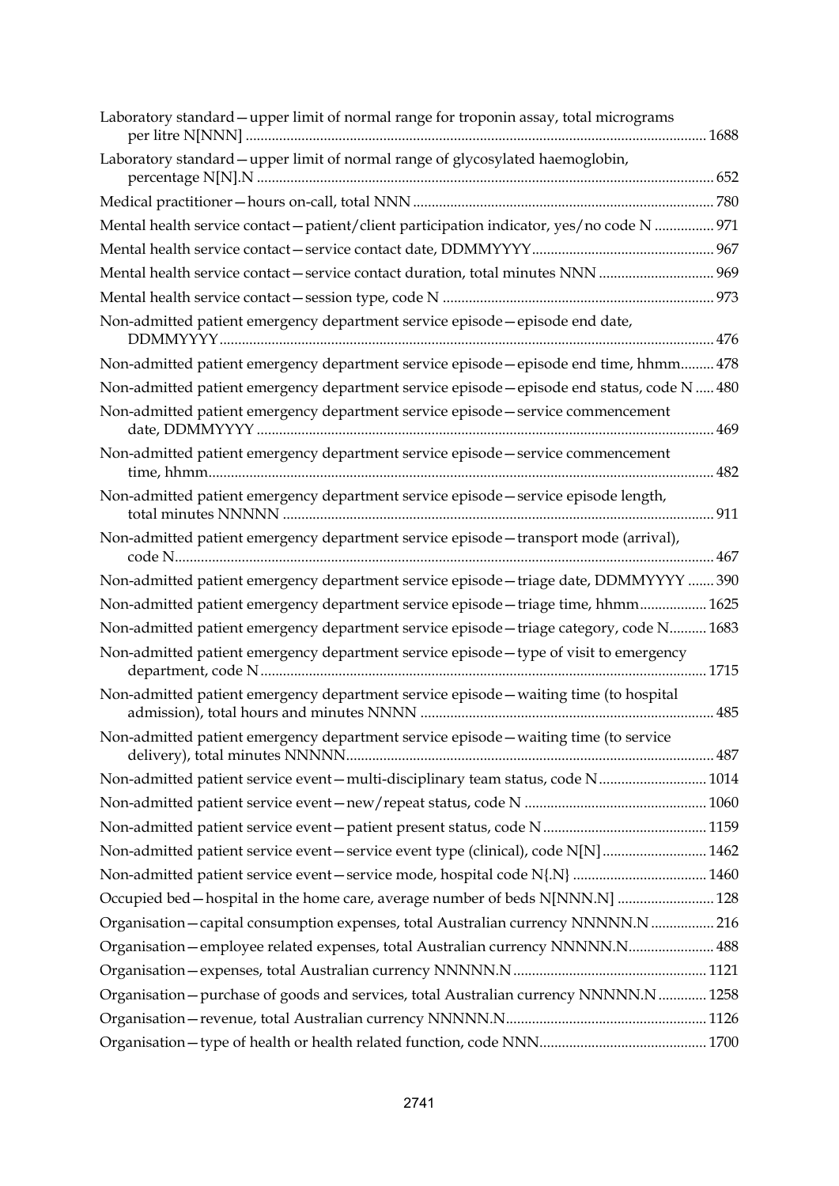Laboratory standard—upper limit of normal range for troponin assay, total micrograms per litre N[NNN] ........................................................................................................ 1688

Laboratory standard—upper limit of normal range of glycosylated haemoglobin, percentage N[N].N ........................................................................................................ 652

Medical practitioner—hours on-call, total NNN ........................................................................ 780

Mental health service contact—patient/client participation indicator, yes/no code N ................ 971

Mental health service contact—service contact date, DDMMYYYY ................................................ 967

Mental health service contact—service contact duration, total minutes NNN .............................. 969

Mental health service contact—session type, code N ....................................................................... 973

Non-admitted patient emergency department service episode—episode end date, DDMMYYYY ........................................................................................................ 476

Non-admitted patient emergency department service episode—episode end time, hhmm......... 478

Non-admitted patient emergency department service episode—episode end status, code N ..... 480

Non-admitted patient emergency department service episode—service commencement date, DDMMYYYY ........................................................................................................ 469

Non-admitted patient emergency department service episode—service commencement time, hhmm........................................................................................................ 482

Non-admitted patient emergency department service episode—service episode length, total minutes NNNNN ........................................................................................................ 911

Non-admitted patient emergency department service episode—transport mode (arrival), code N........................................................................................................ 467

Non-admitted patient emergency department service episode—triage date, DDMMYYYY ....... 390

Non-admitted patient emergency department service episode—triage time, hhmm.................. 1625

Non-admitted patient emergency department service episode—triage category, code N.......... 1683

Non-admitted patient emergency department service episode—type of visit to emergency department, code N........................................................................................................ 1715

Non-admitted patient emergency department service episode—waiting time (to hospital admission), total hours and minutes NNNN ........................................................................ 485

Non-admitted patient emergency department service episode—waiting time (to service delivery), total minutes NNNNN........................................................................................ 487

Non-admitted patient service event—multi-disciplinary team status, code N............................ 1014

Non-admitted patient service event—new/repeat status, code N ................................................ 1060

Non-admitted patient service event—patient present status, code N............................................ 1159

Non-admitted patient service event—service event type (clinical), code N[N]............................ 1462

Non-admitted patient service event—service mode, hospital code N{.N} .................................... 1460

Occupied bed—hospital in the home care, average number of beds N[NNN.N] .......................... 128

Organisation—capital consumption expenses, total Australian currency NNNNN.N ................. 216

Organisation—employee related expenses, total Australian currency NNNNN.N....................... 488

Organisation—expenses, total Australian currency NNNNN.N.................................................... 1121

Organisation—purchase of goods and services, total Australian currency NNNNN.N ............. 1258

Organisation—revenue, total Australian currency NNNNN.N...................................................... 1126

Organisation—type of health or health related function, code NNN............................................ 1700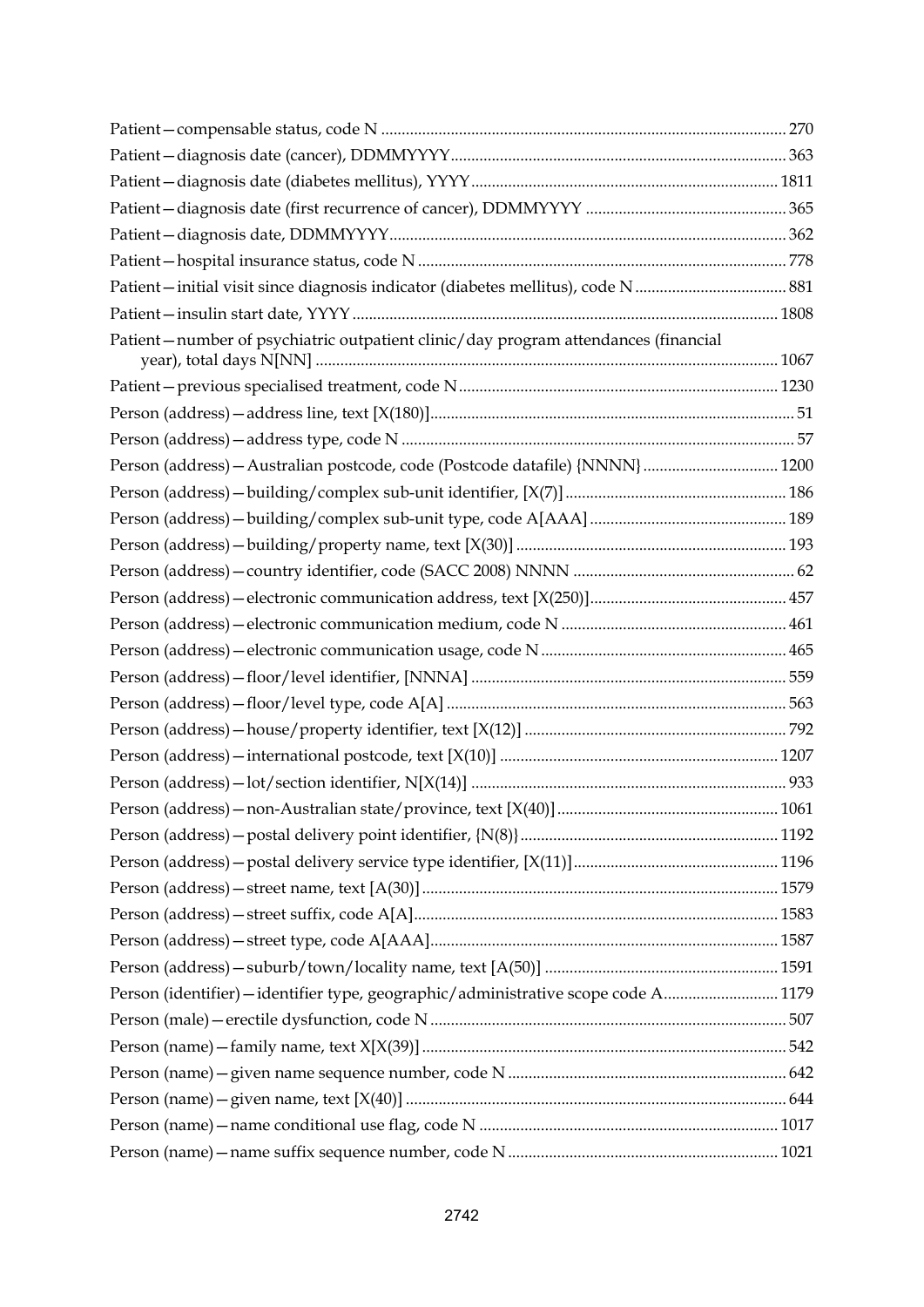Patient—compensable status, code N ............................................................................................ 270

Patient—diagnosis date (cancer), DDMMYYYY................................................................................ 363

Patient—diagnosis date (diabetes mellitus), YYYY ......................................................................... 1811

Patient—diagnosis date (first recurrence of cancer), DDMMYYYY ................................................ 365

Patient—diagnosis date, DDMMYYYY.............................................................................................. 362

Patient—hospital insurance status, code N ....................................................................................... 778

Patient—initial visit since diagnosis indicator (diabetes mellitus), code N .................................... 881

Patient—insulin start date, YYYY ..................................................................................................... 1808

Patient—number of psychiatric outpatient clinic/day program attendances (financial year), total days N[NN] ................................................................................................................ 1067

Patient—previous specialised treatment, code N ............................................................................ 1230

Person (address)—address line, text [X(180)].................................................................................... 51

Person (address)—address type, code N ........................................................................................... 57

Person (address)—Australian postcode, code (Postcode datafile) {NNNN} ................................ 1200

Person (address)—building/complex sub-unit identifier, [X(7)] .................................................... 186

Person (address)—building/complex sub-unit type, code A[AAA] ............................................... 189

Person (address)—building/property name, text [X(30)] ................................................................ 193

Person (address)—country identifier, code (SACC 2008) NNNN ..................................................... 62

Person (address)—electronic communication address, text [X(250)]............................................... 457

Person (address)—electronic communication medium, code N ...................................................... 461

Person (address)—electronic communication usage, code N ........................................................... 465

Person (address)—floor/level identifier, [NNNA] ............................................................................ 559

Person (address)—floor/level type, code A[A] ................................................................................. 563

Person (address)—house/property identifier, text [X(12)] .............................................................. 792

Person (address)—international postcode, text [X(10)] .................................................................. 1207

Person (address)—lot/section identifier, N[X(14)] ............................................................................ 933

Person (address)—non-Australian state/province, text [X(40)] ..................................................... 1061

Person (address)—postal delivery point identifier, {N(8)} .............................................................. 1192

Person (address)—postal delivery service type identifier, [X(11)] ................................................ 1196

Person (address)—street name, text [A(30)] ..................................................................................... 1579

Person (address)—street suffix, code A[A]........................................................................................ 1583

Person (address)—street type, code A[AAA].................................................................................... 1587

Person (address)—suburb/town/locality name, text [A(50)] ........................................................ 1591

Person (identifier)—identifier type, geographic/administrative scope code A........................... 1179

Person (male)—erectile dysfunction, code N ...................................................................................... 507

Person (name)—family name, text X[X(39)] ........................................................................................ 542

Person (name)—given name sequence number, code N ................................................................... 642

Person (name)—given name, text [X(40)] ............................................................................................ 644

Person (name)—name conditional use flag, code N ........................................................................ 1017

Person (name)—name suffix sequence number, code N ................................................................. 1021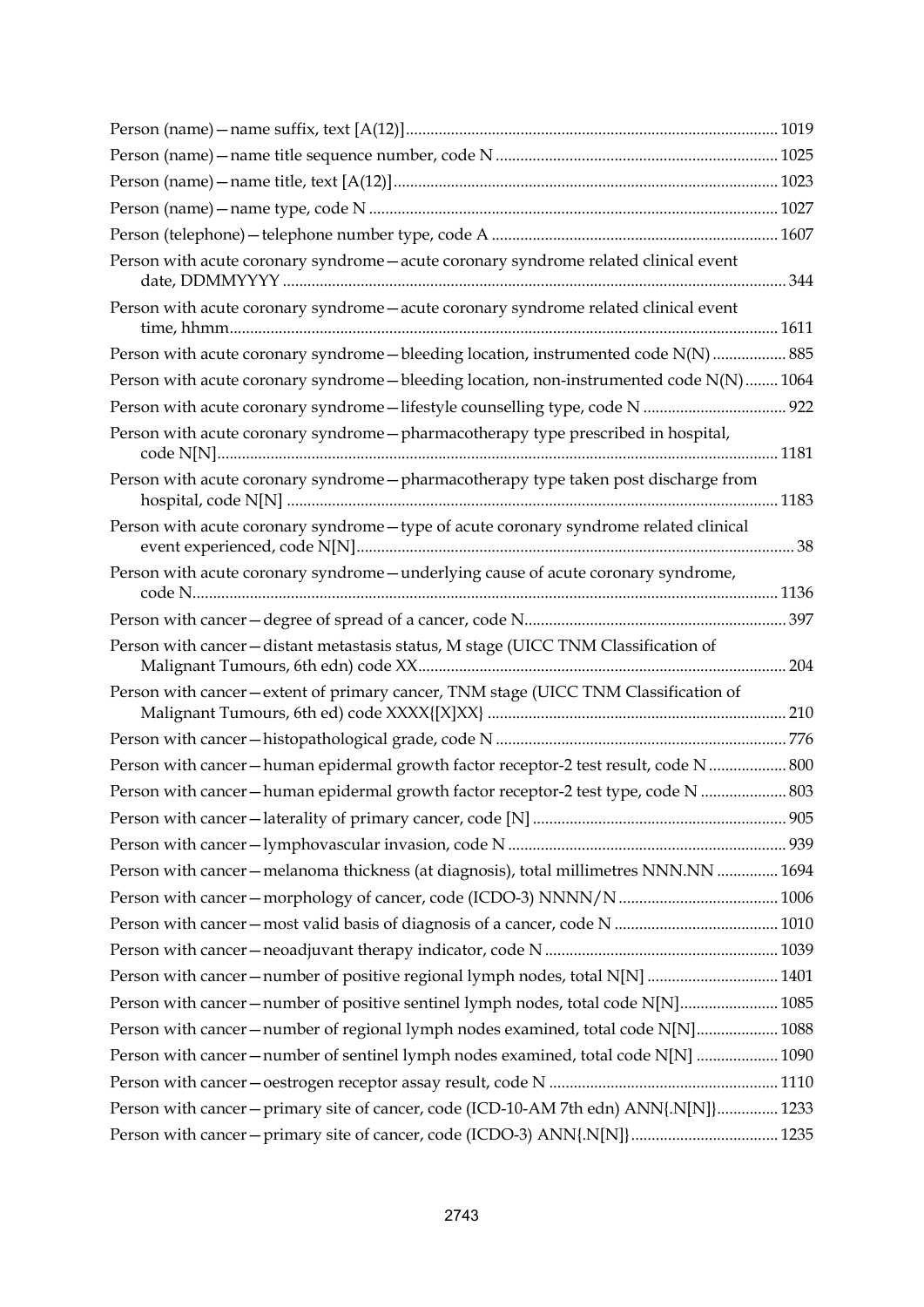Person (name)—name suffix, text [A(12)] ... 1019

Person (name)—name title sequence number, code N ... 1025

Person (name)—name title, text [A(12)] ... 1023

Person (name)—name type, code N ... 1027

Person (telephone)—telephone number type, code A ... 1607

Person with acute coronary syndrome—acute coronary syndrome related clinical event date, DDMMYYYY ... 344

Person with acute coronary syndrome—acute coronary syndrome related clinical event time, hhmm ... 1611

Person with acute coronary syndrome—bleeding location, instrumented code N(N) ... 885

Person with acute coronary syndrome—bleeding location, non-instrumented code N(N) ... 1064

Person with acute coronary syndrome—lifestyle counselling type, code N ... 922

Person with acute coronary syndrome—pharmacotherapy type prescribed in hospital, code N[N] ... 1181

Person with acute coronary syndrome—pharmacotherapy type taken post discharge from hospital, code N[N] ... 1183

Person with acute coronary syndrome—type of acute coronary syndrome related clinical event experienced, code N[N] ... 38

Person with acute coronary syndrome—underlying cause of acute coronary syndrome, code N ... 1136

Person with cancer—degree of spread of a cancer, code N ... 397

Person with cancer—distant metastasis status, M stage (UICC TNM Classification of Malignant Tumours, 6th edn) code XX ... 204

Person with cancer—extent of primary cancer, TNM stage (UICC TNM Classification of Malignant Tumours, 6th ed) code XXXX{[X]XX} ... 210

Person with cancer—histopathological grade, code N ... 776

Person with cancer—human epidermal growth factor receptor-2 test result, code N ... 800

Person with cancer—human epidermal growth factor receptor-2 test type, code N ... 803

Person with cancer—laterality of primary cancer, code [N] ... 905

Person with cancer—lymphovascular invasion, code N ... 939

Person with cancer—melanoma thickness (at diagnosis), total millimetres NNN.NN ... 1694

Person with cancer—morphology of cancer, code (ICDO-3) NNNN/N ... 1006

Person with cancer—most valid basis of diagnosis of a cancer, code N ... 1010

Person with cancer—neoadjuvant therapy indicator, code N ... 1039

Person with cancer—number of positive regional lymph nodes, total N[N] ... 1401

Person with cancer—number of positive sentinel lymph nodes, total code N[N] ... 1085

Person with cancer—number of regional lymph nodes examined, total code N[N] ... 1088

Person with cancer—number of sentinel lymph nodes examined, total code N[N] ... 1090

Person with cancer—oestrogen receptor assay result, code N ... 1110

Person with cancer—primary site of cancer, code (ICD-10-AM 7th edn) ANN{.N[N]} ... 1233

Person with cancer—primary site of cancer, code (ICDO-3) ANN{.N[N]} ... 1235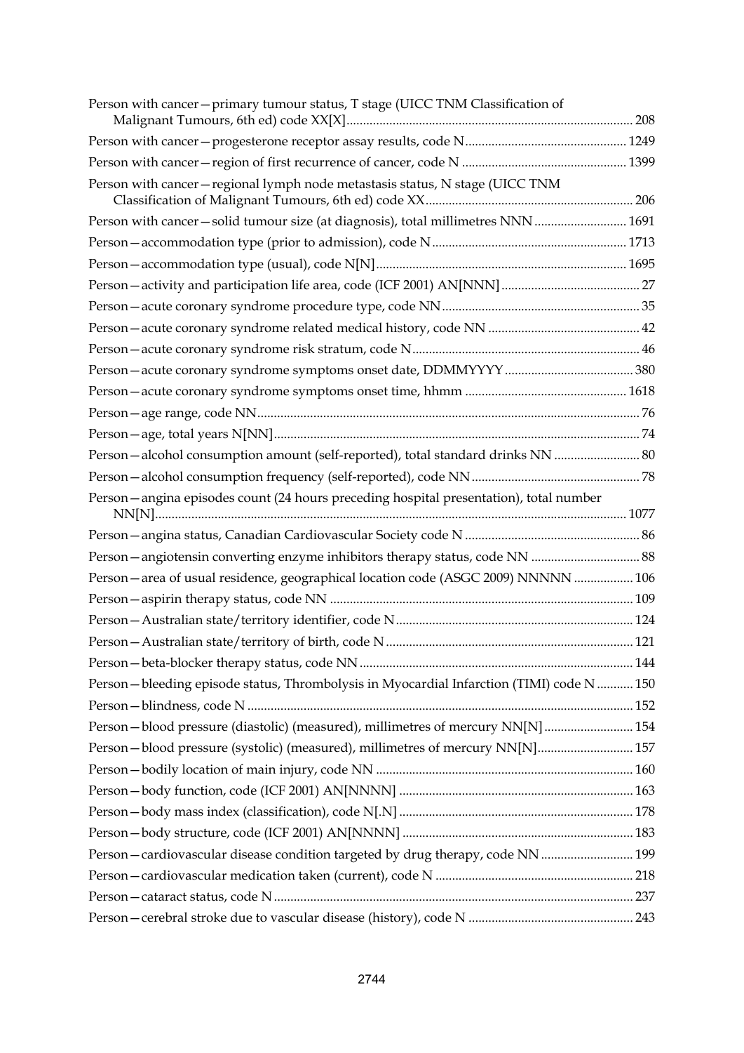Person with cancer—primary tumour status, T stage (UICC TNM Classification of Malignant Tumours, 6th ed) code XX[X] ........................................ 208

Person with cancer—progesterone receptor assay results, code N ........................................ 1249

Person with cancer—region of first recurrence of cancer, code N ........................................ 1399

Person with cancer—regional lymph node metastasis status, N stage (UICC TNM Classification of Malignant Tumours, 6th ed) code XX ........................................ 206

Person with cancer—solid tumour size (at diagnosis), total millimetres NNN ........................................ 1691

Person—accommodation type (prior to admission), code N ........................................ 1713

Person—accommodation type (usual), code N[N] ........................................ 1695

Person—activity and participation life area, code (ICF 2001) AN[NNN] ........................................ 27

Person—acute coronary syndrome procedure type, code NN ........................................ 35

Person—acute coronary syndrome related medical history, code NN ........................................ 42

Person—acute coronary syndrome risk stratum, code N ........................................ 46

Person—acute coronary syndrome symptoms onset date, DDMMYYYY ........................................ 380

Person—acute coronary syndrome symptoms onset time, hhmm ........................................ 1618

Person—age range, code NN ........................................ 76

Person—age, total years N[NN] ........................................ 74

Person—alcohol consumption amount (self-reported), total standard drinks NN ........................................ 80

Person—alcohol consumption frequency (self-reported), code NN ........................................ 78

Person—angina episodes count (24 hours preceding hospital presentation), total number NN[N] ........................................ 1077

Person—angina status, Canadian Cardiovascular Society code N ........................................ 86

Person—angiotensin converting enzyme inhibitors therapy status, code NN ........................................ 88

Person—area of usual residence, geographical location code (ASGC 2009) NNNNN ........................................ 106

Person—aspirin therapy status, code NN ........................................ 109

Person—Australian state/territory identifier, code N ........................................ 124

Person—Australian state/territory of birth, code N ........................................ 121

Person—beta-blocker therapy status, code NN ........................................ 144

Person—bleeding episode status, Thrombolysis in Myocardial Infarction (TIMI) code N ........................................ 150

Person—blindness, code N ........................................ 152

Person—blood pressure (diastolic) (measured), millimetres of mercury NN[N] ........................................ 154

Person—blood pressure (systolic) (measured), millimetres of mercury NN[N] ........................................ 157

Person—bodily location of main injury, code NN ........................................ 160

Person—body function, code (ICF 2001) AN[NNNN] ........................................ 163

Person—body mass index (classification), code N[.N] ........................................ 178

Person—body structure, code (ICF 2001) AN[NNNN] ........................................ 183

Person—cardiovascular disease condition targeted by drug therapy, code NN ........................................ 199

Person—cardiovascular medication taken (current), code N ........................................ 218

Person—cataract status, code N ........................................ 237

Person—cerebral stroke due to vascular disease (history), code N ........................................ 243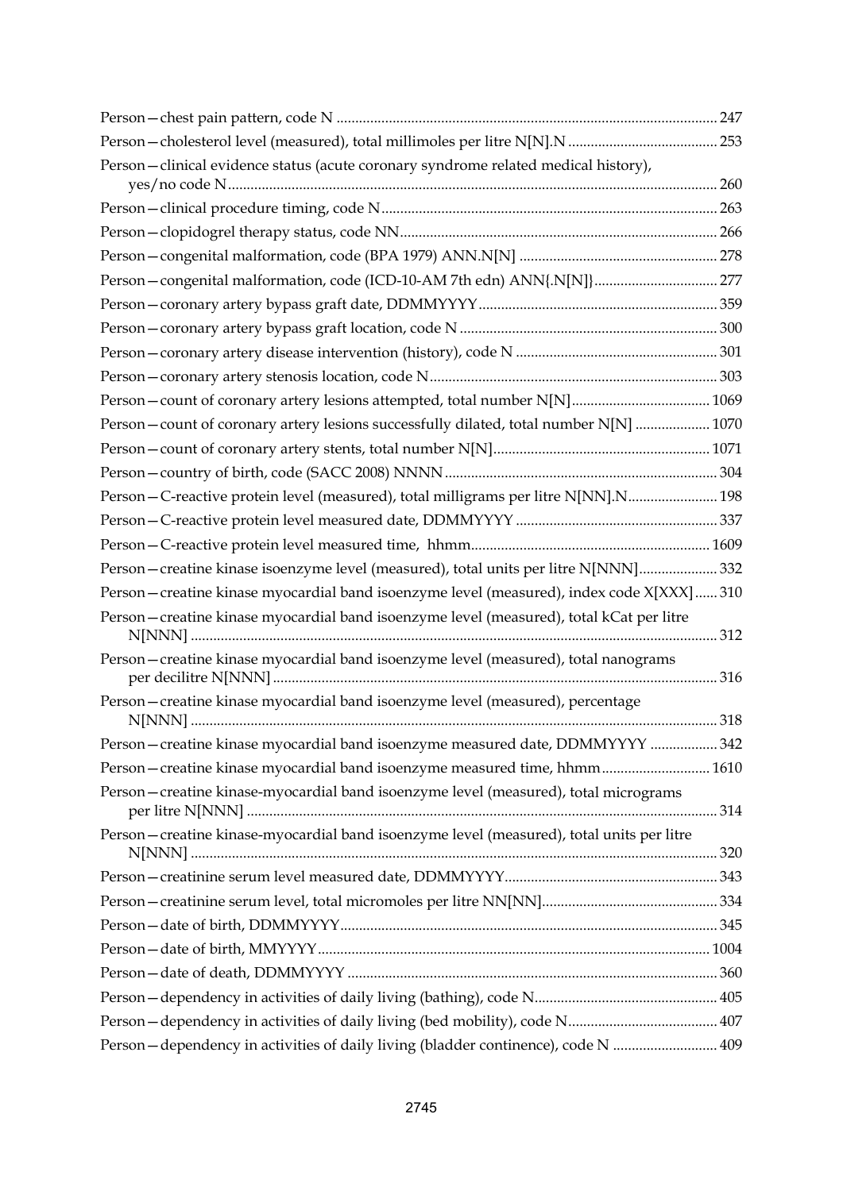Person—chest pain pattern, code N ..................................................................................................... 247

Person—cholesterol level (measured), total millimoles per litre N[N].N ........................................ 253

Person—clinical evidence status (acute coronary syndrome related medical history), yes/no code N ................................................................................................................................. 260

Person—clinical procedure timing, code N ......................................................................................... 263

Person—clopidogrel therapy status, code NN ...................................................................................... 266

Person—congenital malformation, code (BPA 1979) ANN.N[N] ...................................................... 278

Person—congenital malformation, code (ICD-10-AM 7th edn) ANN{.N[N]} .................................. 277

Person—coronary artery bypass graft date, DDMMYYYY ................................................................ 359

Person—coronary artery bypass graft location, code N ..................................................................... 300

Person—coronary artery disease intervention (history), code N ...................................................... 301

Person—coronary artery stenosis location, code N ............................................................................ 303

Person—count of coronary artery lesions attempted, total number N[N] ...................................... 1069

Person—count of coronary artery lesions successfully dilated, total number N[N] .................... 1070

Person—count of coronary artery stents, total number N[N] .......................................................... 1071

Person—country of birth, code (SACC 2008) NNNN ......................................................................... 304

Person—C-reactive protein level (measured), total milligrams per litre N[NN].N ......................... 198

Person—C-reactive protein level measured date, DDMMYYYY ...................................................... 337

Person—C-reactive protein level measured time, hhmm ................................................................ 1609

Person—creatine kinase isoenzyme level (measured), total units per litre N[NNN] ..................... 332

Person—creatine kinase myocardial band isoenzyme level (measured), index code X[XXX] ...... 310

Person—creatine kinase myocardial band isoenzyme level (measured), total kCat per litre N[NNN] ............................................................................................................................................ 312

Person—creatine kinase myocardial band isoenzyme level (measured), total nanograms per decilitre N[NNN] ....................................................................................................................... 316

Person—creatine kinase myocardial band isoenzyme level (measured), percentage N[NNN] ............................................................................................................................................ 318

Person—creatine kinase myocardial band isoenzyme measured date, DDMMYYYY .................. 342

Person—creatine kinase myocardial band isoenzyme measured time, hhmm ............................. 1610

Person—creatine kinase-myocardial band isoenzyme level (measured), total micrograms per litre N[NNN] ............................................................................................................................. 314

Person—creatine kinase-myocardial band isoenzyme level (measured), total units per litre N[NNN] ............................................................................................................................................ 320

Person—creatinine serum level measured date, DDMMYYYY ......................................................... 343

Person—creatinine serum level, total micromoles per litre NN[NN] ............................................... 334

Person—date of birth, DDMMYYYY ..................................................................................................... 345

Person—date of birth, MMYYYY ......................................................................................................... 1004

Person—date of death, DDMMYYYY ................................................................................................... 360

Person—dependency in activities of daily living (bathing), code N ................................................. 405

Person—dependency in activities of daily living (bed mobility), code N ........................................ 407

Person—dependency in activities of daily living (bladder continence), code N ............................ 409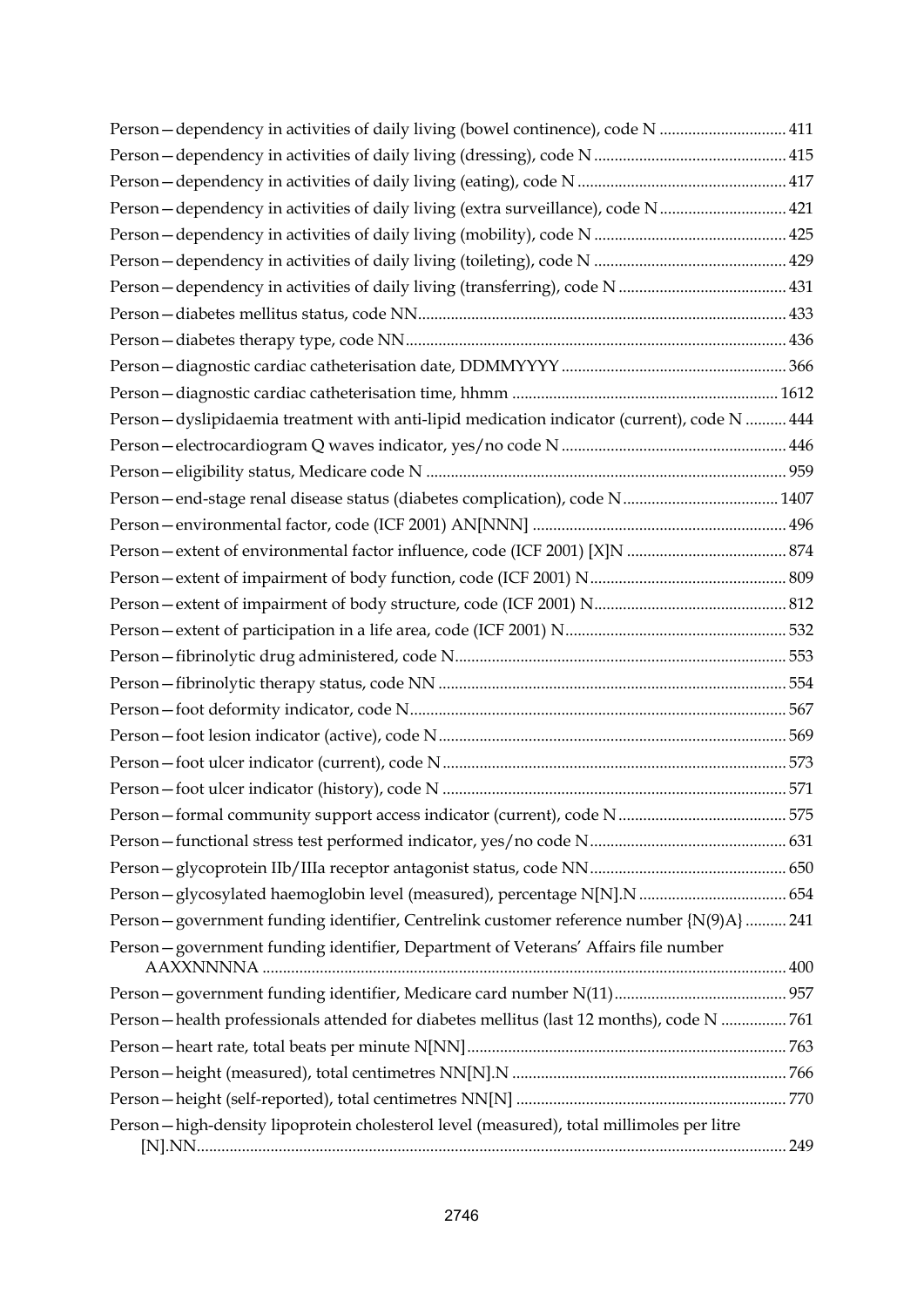Person—dependency in activities of daily living (bowel continence), code N ............................... 411

Person—dependency in activities of daily living (dressing), code N ............................................... 415

Person—dependency in activities of daily living (eating), code N .................................................. 417

Person—dependency in activities of daily living (extra surveillance), code N ............................... 421

Person—dependency in activities of daily living (mobility), code N ............................................... 425

Person—dependency in activities of daily living (toileting), code N ............................................... 429

Person—dependency in activities of daily living (transferring), code N ......................................... 431

Person—diabetes mellitus status, code NN......................................................................................... 433

Person—diabetes therapy type, code NN............................................................................................ 436

Person—diagnostic cardiac catheterisation date, DDMMYYYY ........................................................ 366

Person—diagnostic cardiac catheterisation time, hhmm ................................................................. 1612

Person—dyslipidaemia treatment with anti-lipid medication indicator (current), code N .......... 444

Person—electrocardiogram Q waves indicator, yes/no code N ....................................................... 446

Person—eligibility status, Medicare code N ....................................................................................... 959

Person—end-stage renal disease status (diabetes complication), code N ...................................... 1407

Person—environmental factor, code (ICF 2001) AN[NNN] .............................................................. 496

Person—extent of environmental factor influence, code (ICF 2001) [X]N ....................................... 874

Person—extent of impairment of body function, code (ICF 2001) N................................................ 809

Person—extent of impairment of body structure, code (ICF 2001) N............................................... 812

Person—extent of participation in a life area, code (ICF 2001) N...................................................... 532

Person—fibrinolytic drug administered, code N................................................................................ 553

Person—fibrinolytic therapy status, code NN .................................................................................... 554

Person—foot deformity indicator, code N........................................................................................... 567

Person—foot lesion indicator (active), code N .................................................................................... 569

Person—foot ulcer indicator (current), code N ................................................................................... 573

Person—foot ulcer indicator (history), code N ................................................................................... 571

Person—formal community support access indicator (current), code N ......................................... 575

Person—functional stress test performed indicator, yes/no code N ................................................ 631

Person—glycoprotein IIb/IIIa receptor antagonist status, code NN ................................................ 650

Person—glycosylated haemoglobin level (measured), percentage N[N].N .................................... 654

Person—government funding identifier, Centrelink customer reference number {N(9)A} .......... 241

Person—government funding identifier, Department of Veterans' Affairs file number AAXXNNNNA ............................................................................................................................ 400

Person—government funding identifier, Medicare card number N(11).......................................... 957

Person—health professionals attended for diabetes mellitus (last 12 months), code N ................ 761

Person—heart rate, total beats per minute N[NN]............................................................................. 763

Person—height (measured), total centimetres NN[N].N .................................................................. 766

Person—height (self-reported), total centimetres NN[N] ................................................................. 770

Person—high-density lipoprotein cholesterol level (measured), total millimoles per litre [N].NN............................................................................................................................................ 249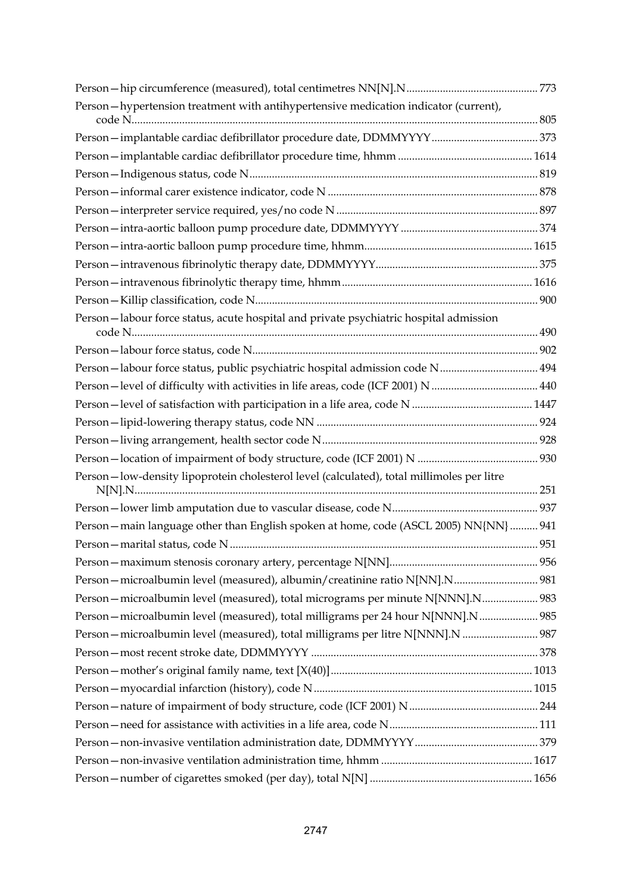Person—hip circumference (measured), total centimetres NN[N].N ........ 773

Person—hypertension treatment with antihypertensive medication indicator (current), code N ........ 805

Person—implantable cardiac defibrillator procedure date, DDMMYYYY ........ 373

Person—implantable cardiac defibrillator procedure time, hhmm ........ 1614

Person—Indigenous status, code N ........ 819

Person—informal carer existence indicator, code N ........ 878

Person—interpreter service required, yes/no code N ........ 897

Person—intra-aortic balloon pump procedure date, DDMMYYYY ........ 374

Person—intra-aortic balloon pump procedure time, hhmm ........ 1615

Person—intravenous fibrinolytic therapy date, DDMMYYYY ........ 375

Person—intravenous fibrinolytic therapy time, hhmm ........ 1616

Person—Killip classification, code N ........ 900

Person—labour force status, acute hospital and private psychiatric hospital admission code N ........ 490

Person—labour force status, code N ........ 902

Person—labour force status, public psychiatric hospital admission code N ........ 494

Person—level of difficulty with activities in life areas, code (ICF 2001) N ........ 440

Person—level of satisfaction with participation in a life area, code N ........ 1447

Person—lipid-lowering therapy status, code NN ........ 924

Person—living arrangement, health sector code N ........ 928

Person—location of impairment of body structure, code (ICF 2001) N ........ 930

Person—low-density lipoprotein cholesterol level (calculated), total millimoles per litre N[N].N ........ 251

Person—lower limb amputation due to vascular disease, code N ........ 937

Person—main language other than English spoken at home, code (ASCL 2005) NN{NN} ........ 941

Person—marital status, code N ........ 951

Person—maximum stenosis coronary artery, percentage N[NN] ........ 956

Person—microalbumin level (measured), albumin/creatinine ratio N[NN].N ........ 981

Person—microalbumin level (measured), total micrograms per minute N[NNN].N ........ 983

Person—microalbumin level (measured), total milligrams per 24 hour N[NNN].N ........ 985

Person—microalbumin level (measured), total milligrams per litre N[NNN].N ........ 987

Person—most recent stroke date, DDMMYYYY ........ 378

Person—mother's original family name, text [X(40)] ........ 1013

Person—myocardial infarction (history), code N ........ 1015

Person—nature of impairment of body structure, code (ICF 2001) N ........ 244

Person—need for assistance with activities in a life area, code N ........ 111

Person—non-invasive ventilation administration date, DDMMYYYY ........ 379

Person—non-invasive ventilation administration time, hhmm ........ 1617

Person—number of cigarettes smoked (per day), total N[N] ........ 1656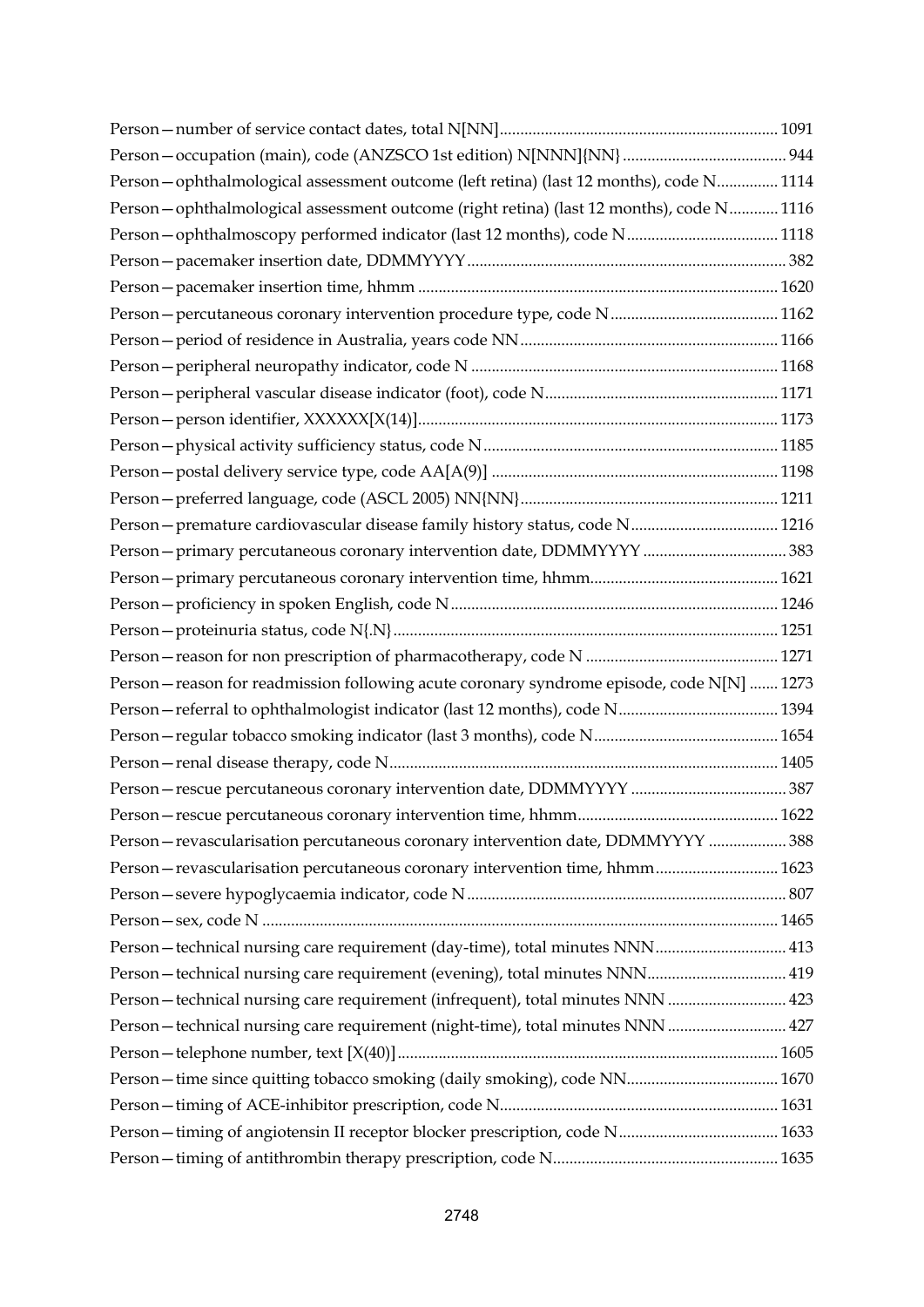Person—number of service contact dates, total N[NN]....................................................................1091
Person—occupation (main), code (ANZSCO 1st edition) N[NNN]{NN}........................................944
Person—ophthalmological assessment outcome (left retina) (last 12 months), code N...............1114
Person—ophthalmological assessment outcome (right retina) (last 12 months), code N............1116
Person—ophthalmoscopy performed indicator (last 12 months), code N.....................................1118
Person—pacemaker insertion date, DDMMYYYY..............................................................................382
Person—pacemaker insertion time, hhmm........................................................................................1620
Person—percutaneous coronary intervention procedure type, code N.........................................1162
Person—period of residence in Australia, years code NN...............................................................1166
Person—peripheral neuropathy indicator, code N...........................................................................1168
Person—peripheral vascular disease indicator (foot), code N.........................................................1171
Person—person identifier, XXXXXX[X(14)]........................................................................................1173
Person—physical activity sufficiency status, code N........................................................................1185
Person—postal delivery service type, code AA[A(9)].......................................................................1198
Person—preferred language, code (ASCL 2005) NN{NN}...............................................................1211
Person—premature cardiovascular disease family history status, code N....................................1216
Person—primary percutaneous coronary intervention date, DDMMYYYY...................................383
Person—primary percutaneous coronary intervention time, hhmm..............................................1621
Person—proficiency in spoken English, code N................................................................................1246
Person—proteinuria status, code N{.N}..............................................................................................1251
Person—reason for non prescription of pharmacotherapy, code N...............................................1271
Person—reason for readmission following acute coronary syndrome episode, code N[N].......1273
Person—referral to ophthalmologist indicator (last 12 months), code N.......................................1394
Person—regular tobacco smoking indicator (last 3 months), code N.............................................1654
Person—renal disease therapy, code N...............................................................................................1405
Person—rescue percutaneous coronary intervention date, DDMMYYYY......................................387
Person—rescue percutaneous coronary intervention time, hhmm.................................................1622
Person—revascularisation percutaneous coronary intervention date, DDMMYYYY...................388
Person—revascularisation percutaneous coronary intervention time, hhmm..............................1623
Person—severe hypoglycaemia indicator, code N..............................................................................807
Person—sex, code N..............................................................................................................................1465
Person—technical nursing care requirement (day-time), total minutes NNN................................413
Person—technical nursing care requirement (evening), total minutes NNN..................................419
Person—technical nursing care requirement (infrequent), total minutes NNN.............................423
Person—technical nursing care requirement (night-time), total minutes NNN.............................427
Person—telephone number, text [X(40)].............................................................................................1605
Person—time since quitting tobacco smoking (daily smoking), code NN.....................................1670
Person—timing of ACE-inhibitor prescription, code N....................................................................1631
Person—timing of angiotensin II receptor blocker prescription, code N.......................................1633
Person—timing of antithrombin therapy prescription, code N.......................................................1635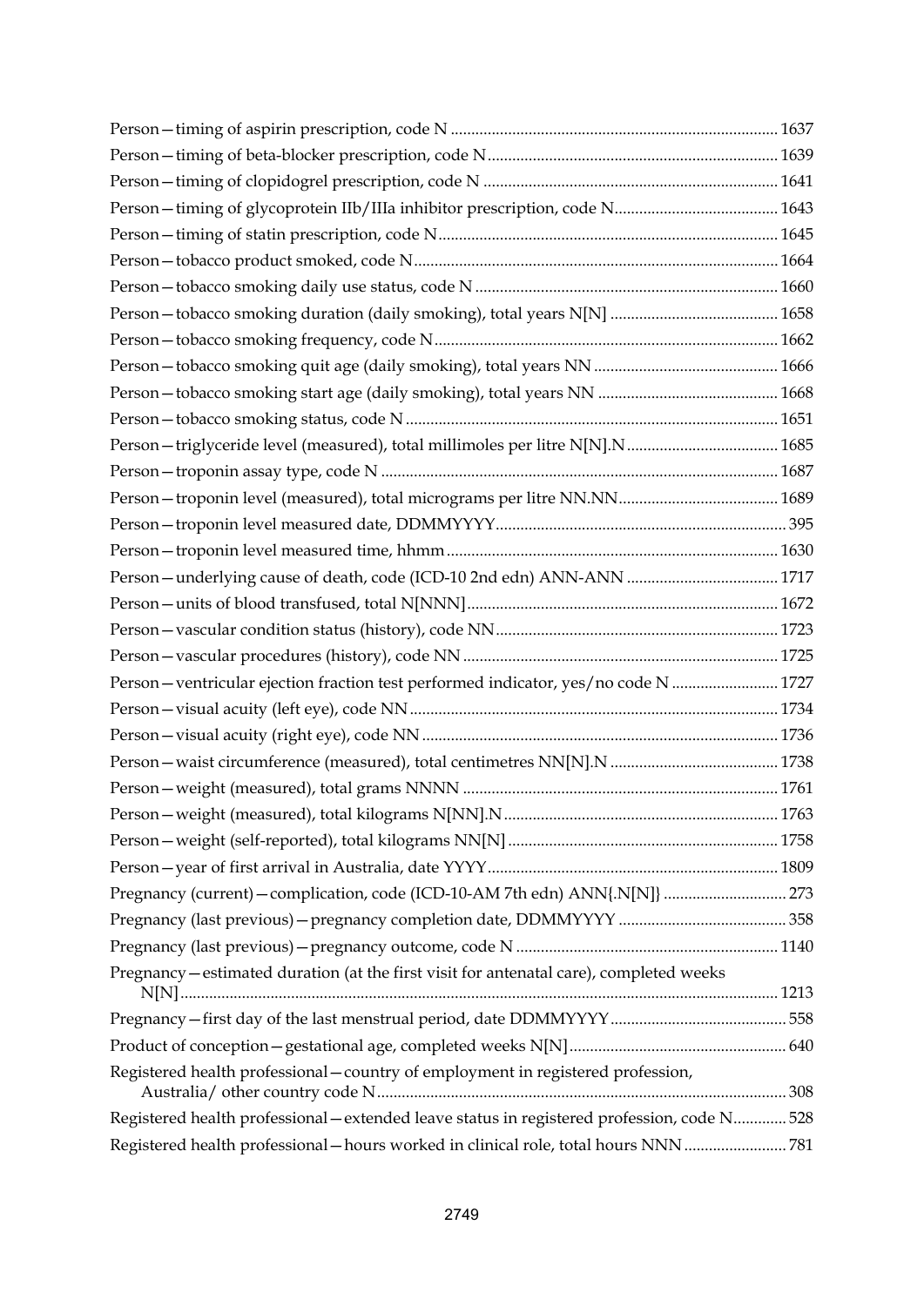Person—timing of aspirin prescription, code N ............................................................................... 1637

Person—timing of beta-blocker prescription, code N...................................................................... 1639

Person—timing of clopidogrel prescription, code N ....................................................................... 1641

Person—timing of glycoprotein IIb/IIIa inhibitor prescription, code N........................................ 1643

Person—timing of statin prescription, code N.................................................................................. 1645

Person—tobacco product smoked, code N........................................................................................ 1664

Person—tobacco smoking daily use status, code N .......................................................................... 1660

Person—tobacco smoking duration (daily smoking), total years N[N] ......................................... 1658

Person—tobacco smoking frequency, code N.................................................................................... 1662

Person—tobacco smoking quit age (daily smoking), total years NN ............................................. 1666

Person—tobacco smoking start age (daily smoking), total years NN ............................................ 1668

Person—tobacco smoking status, code N........................................................................................... 1651

Person—triglyceride level (measured), total millimoles per litre N[N].N..................................... 1685

Person—troponin assay type, code N ................................................................................................ 1687

Person—troponin level (measured), total micrograms per litre NN.NN....................................... 1689

Person—troponin level measured date, DDMMYYYY........................................................................ 395

Person—troponin level measured time, hhmm ................................................................................ 1630

Person—underlying cause of death, code (ICD-10 2nd edn) ANN-ANN ..................................... 1717

Person—units of blood transfused, total N[NNN]............................................................................ 1672

Person—vascular condition status (history), code NN.................................................................... 1723

Person—vascular procedures (history), code NN ............................................................................ 1725

Person—ventricular ejection fraction test performed indicator, yes/no code N .......................... 1727

Person—visual acuity (left eye), code NN......................................................................................... 1734

Person—visual acuity (right eye), code NN ...................................................................................... 1736

Person—waist circumference (measured), total centimetres NN[N].N ......................................... 1738

Person—weight (measured), total grams NNNN ............................................................................. 1761

Person—weight (measured), total kilograms N[NN].N.................................................................... 1763

Person—weight (self-reported), total kilograms NN[N] ................................................................. 1758

Person—year of first arrival in Australia, date YYYY...................................................................... 1809

Pregnancy (current)—complication, code (ICD-10-AM 7th edn) ANN{.N[N]} .............................. 273

Pregnancy (last previous)—pregnancy completion date, DDMMYYYY .......................................... 358

Pregnancy (last previous)—pregnancy outcome, code N ............................................................... 1140

Pregnancy—estimated duration (at the first visit for antenatal care), completed weeks N[N]................................................................................................................................................. 1213

Pregnancy—first day of the last menstrual period, date DDMMYYYY........................................... 558

Product of conception—gestational age, completed weeks N[N]..................................................... 640

Registered health professional—country of employment in registered profession, Australia/ other country code N.................................................................................................... 308

Registered health professional—extended leave status in registered profession, code N............. 528

Registered health professional—hours worked in clinical role, total hours NNN ......................... 781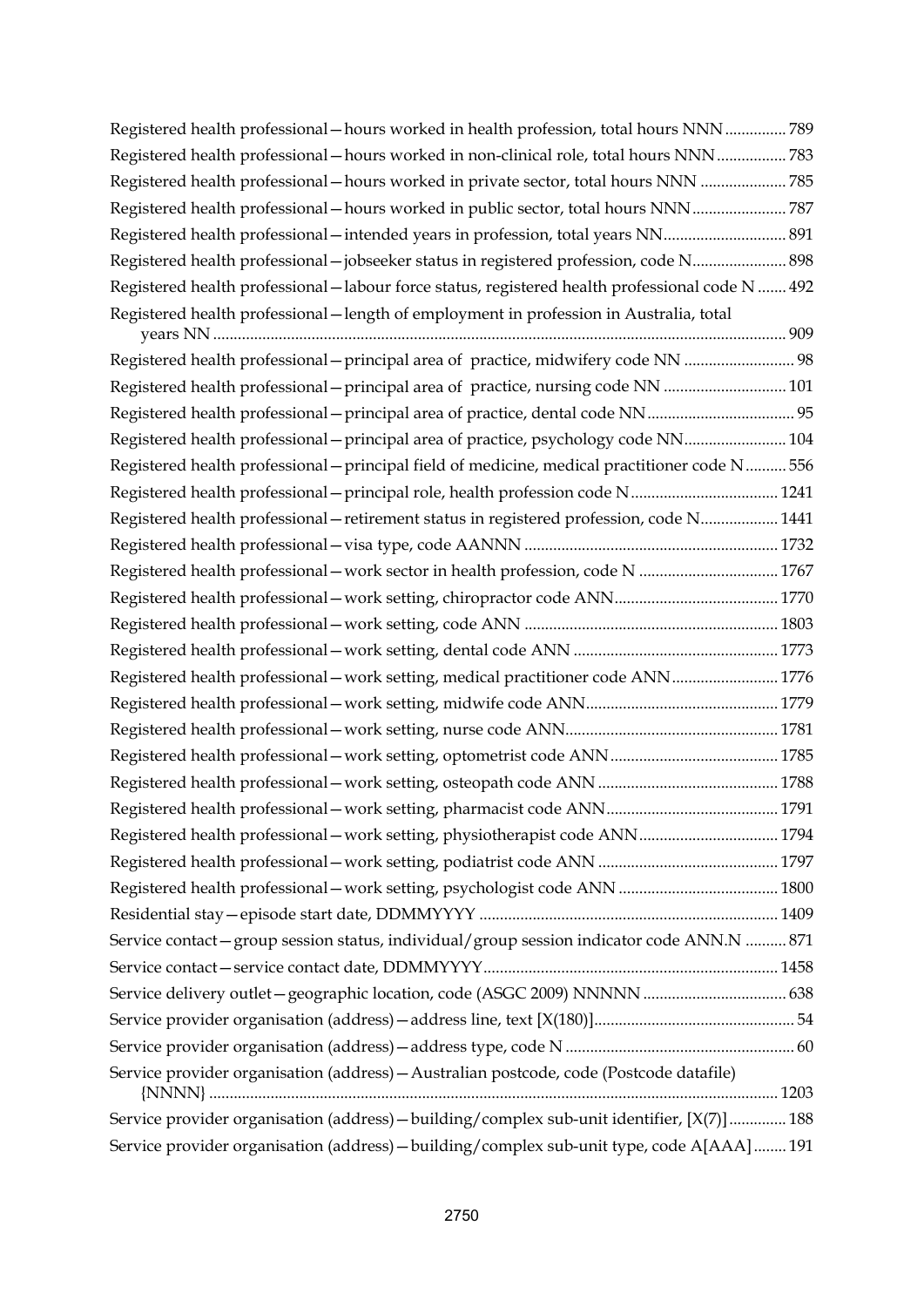Registered health professional—hours worked in health profession, total hours NNN............... 789

Registered health professional—hours worked in non-clinical role, total hours NNN................. 783

Registered health professional—hours worked in private sector, total hours NNN ..................... 785

Registered health professional—hours worked in public sector, total hours NNN....................... 787

Registered health professional—intended years in profession, total years NN.............................. 891

Registered health professional—jobseeker status in registered profession, code N....................... 898

Registered health professional—labour force status, registered health professional code N ....... 492

Registered health professional—length of employment in profession in Australia, total years NN ........................................................................................................................................... 909

Registered health professional—principal area of practice, midwifery code NN ........................... 98

Registered health professional—principal area of practice, nursing code NN .............................. 101

Registered health professional—principal area of practice, dental code NN .................................... 95

Registered health professional—principal area of practice, psychology code NN......................... 104

Registered health professional—principal field of medicine, medical practitioner code N .......... 556

Registered health professional—principal role, health profession code N.................................... 1241

Registered health professional—retirement status in registered profession, code N................... 1441

Registered health professional—visa type, code AANNN ............................................................. 1732

Registered health professional—work sector in health profession, code N .................................. 1767

Registered health professional—work setting, chiropractor code ANN........................................ 1770

Registered health professional—work setting, code ANN .............................................................. 1803

Registered health professional—work setting, dental code ANN .................................................. 1773

Registered health professional—work setting, medical practitioner code ANN.......................... 1776

Registered health professional—work setting, midwife code ANN.............................................. 1779

Registered health professional—work setting, nurse code ANN.................................................... 1781

Registered health professional—work setting, optometrist code ANN......................................... 1785

Registered health professional—work setting, osteopath code ANN ............................................ 1788

Registered health professional—work setting, pharmacist code ANN.......................................... 1791

Registered health professional—work setting, physiotherapist code ANN.................................. 1794

Registered health professional—work setting, podiatrist code ANN ............................................ 1797

Registered health professional—work setting, psychologist code ANN ....................................... 1800

Residential stay—episode start date, DDMMYYYY ......................................................................... 1409

Service contact—group session status, individual/group session indicator code ANN.N .......... 871

Service contact—service contact date, DDMMYYYY........................................................................ 1458

Service delivery outlet—geographic location, code (ASGC 2009) NNNNN ................................... 638

Service provider organisation (address)—address line, text [X(180)]................................................. 54

Service provider organisation (address)—address type, code N ........................................................ 60

Service provider organisation (address)—Australian postcode, code (Postcode datafile) {NNNN} .......................................................................................................................................... 1203

Service provider organisation (address)—building/complex sub-unit identifier, [X(7)] .............. 188

Service provider organisation (address)—building/complex sub-unit type, code A[AAA] ........ 191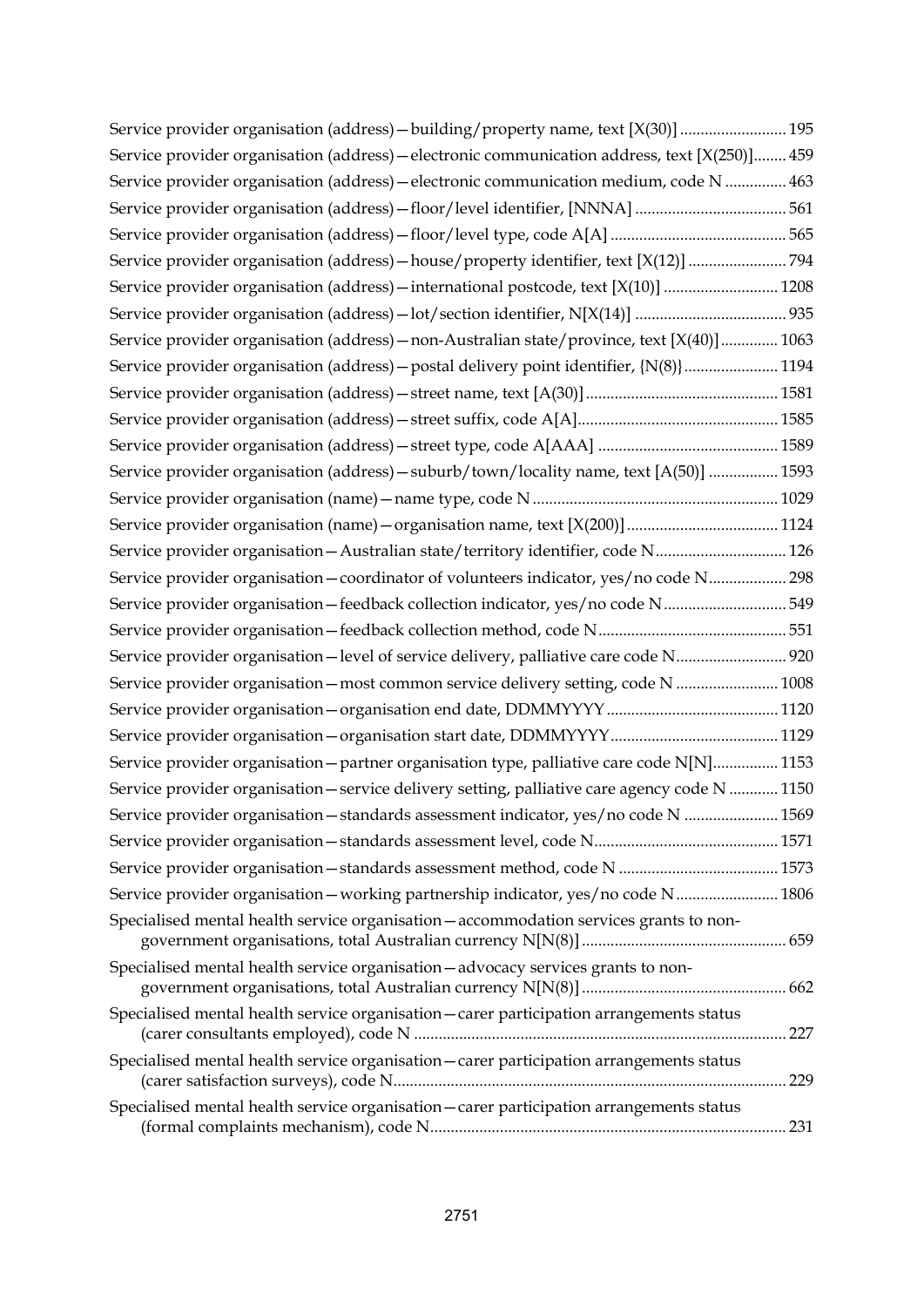Service provider organisation (address)—building/property name, text [X(30)] .......................... 195

Service provider organisation (address)—electronic communication address, text [X(250)]........ 459

Service provider organisation (address)—electronic communication medium, code N ............... 463

Service provider organisation (address)—floor/level identifier, [NNNA] ..................................... 561

Service provider organisation (address)—floor/level type, code A[A] ........................................... 565

Service provider organisation (address)—house/property identifier, text [X(12)] ........................ 794

Service provider organisation (address)—international postcode, text [X(10)] ............................ 1208

Service provider organisation (address)—lot/section identifier, N[X(14)] ..................................... 935

Service provider organisation (address)—non-Australian state/province, text [X(40)].............. 1063

Service provider organisation (address)—postal delivery point identifier, {N(8)}....................... 1194

Service provider organisation (address)—street name, text [A(30)]............................................... 1581

Service provider organisation (address)—street suffix, code A[A].................................................. 1585

Service provider organisation (address)—street type, code A[AAA] ............................................ 1589

Service provider organisation (address)—suburb/town/locality name, text [A(50)] ................. 1593

Service provider organisation (name)—name type, code N ........................................................... 1029

Service provider organisation (name)—organisation name, text [X(200)]..................................... 1124

Service provider organisation—Australian state/territory identifier, code N................................ 126

Service provider organisation—coordinator of volunteers indicator, yes/no code N................... 298

Service provider organisation—feedback collection indicator, yes/no code N.............................. 549

Service provider organisation—feedback collection method, code N.............................................. 551

Service provider organisation—level of service delivery, palliative care code N........................... 920

Service provider organisation—most common service delivery setting, code N ......................... 1008

Service provider organisation—organisation end date, DDMMYYYY.......................................... 1120

Service provider organisation—organisation start date, DDMMYYYY......................................... 1129

Service provider organisation—partner organisation type, palliative care code N[N]................ 1153

Service provider organisation—service delivery setting, palliative care agency code N ............ 1150

Service provider organisation—standards assessment indicator, yes/no code N ....................... 1569

Service provider organisation—standards assessment level, code N............................................. 1571

Service provider organisation—standards assessment method, code N ....................................... 1573

Service provider organisation—working partnership indicator, yes/no code N......................... 1806

Specialised mental health service organisation—accommodation services grants to non-government organisations, total Australian currency N[N(8)] ................................................. 659

Specialised mental health service organisation—advocacy services grants to non-government organisations, total Australian currency N[N(8)] ................................................. 662

Specialised mental health service organisation—carer participation arrangements status (carer consultants employed), code N .......................................................................................... 227

Specialised mental health service organisation—carer participation arrangements status (carer satisfaction surveys), code N............................................................................................... 229

Specialised mental health service organisation—carer participation arrangements status (formal complaints mechanism), code N....................................................................................... 231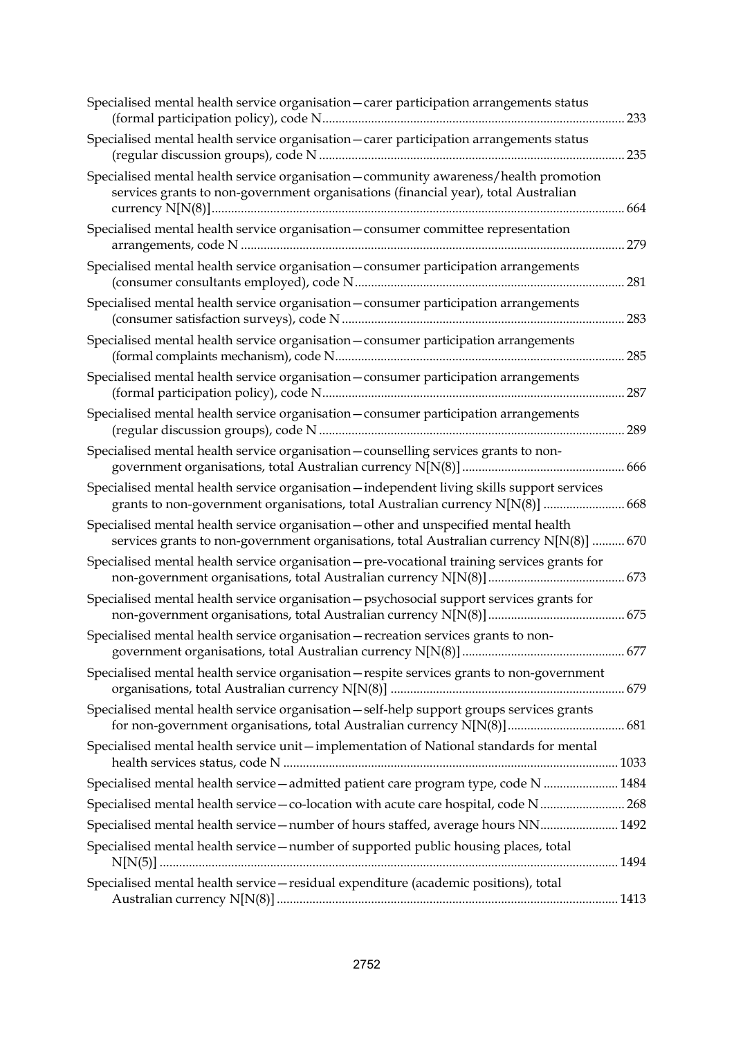Specialised mental health service organisation—carer participation arrangements status (formal participation policy), code N ... 233

Specialised mental health service organisation—carer participation arrangements status (regular discussion groups), code N ... 235

Specialised mental health service organisation—community awareness/health promotion services grants to non-government organisations (financial year), total Australian currency N[N(8)] ... 664

Specialised mental health service organisation—consumer committee representation arrangements, code N ... 279

Specialised mental health service organisation—consumer participation arrangements (consumer consultants employed), code N ... 281

Specialised mental health service organisation—consumer participation arrangements (consumer satisfaction surveys), code N ... 283

Specialised mental health service organisation—consumer participation arrangements (formal complaints mechanism), code N ... 285

Specialised mental health service organisation—consumer participation arrangements (formal participation policy), code N ... 287

Specialised mental health service organisation—consumer participation arrangements (regular discussion groups), code N ... 289

Specialised mental health service organisation—counselling services grants to non-government organisations, total Australian currency N[N(8)] ... 666

Specialised mental health service organisation—independent living skills support services grants to non-government organisations, total Australian currency N[N(8)] ... 668

Specialised mental health service organisation—other and unspecified mental health services grants to non-government organisations, total Australian currency N[N(8)] ... 670

Specialised mental health service organisation—pre-vocational training services grants for non-government organisations, total Australian currency N[N(8)] ... 673

Specialised mental health service organisation—psychosocial support services grants for non-government organisations, total Australian currency N[N(8)] ... 675

Specialised mental health service organisation—recreation services grants to non-government organisations, total Australian currency N[N(8)] ... 677

Specialised mental health service organisation—respite services grants to non-government organisations, total Australian currency N[N(8)] ... 679

Specialised mental health service organisation—self-help support groups services grants for non-government organisations, total Australian currency N[N(8)] ... 681

Specialised mental health service unit—implementation of National standards for mental health services status, code N ... 1033

Specialised mental health service—admitted patient care program type, code N ... 1484

Specialised mental health service—co-location with acute care hospital, code N ... 268

Specialised mental health service—number of hours staffed, average hours NN ... 1492

Specialised mental health service—number of supported public housing places, total N[N(5)] ... 1494

Specialised mental health service—residual expenditure (academic positions), total Australian currency N[N(8)] ... 1413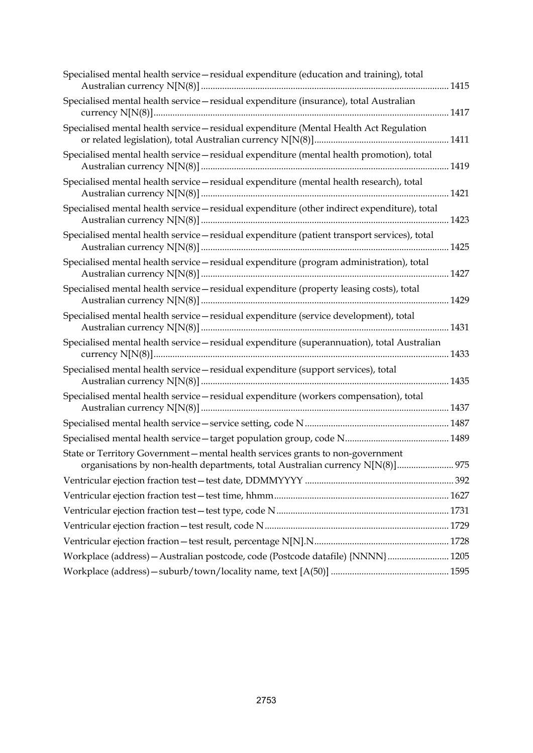Specialised mental health service—residual expenditure (education and training), total Australian currency N[N(8)] ........................................................................................................ 1415

Specialised mental health service—residual expenditure (insurance), total Australian currency N[N(8)]........................................................................................................................... 1417

Specialised mental health service—residual expenditure (Mental Health Act Regulation or related legislation), total Australian currency N[N(8)]........................................................ 1411

Specialised mental health service—residual expenditure (mental health promotion), total Australian currency N[N(8)] ........................................................................................................ 1419

Specialised mental health service—residual expenditure (mental health research), total Australian currency N[N(8)] ........................................................................................................ 1421

Specialised mental health service—residual expenditure (other indirect expenditure), total Australian currency N[N(8)] ........................................................................................................ 1423

Specialised mental health service—residual expenditure (patient transport services), total Australian currency N[N(8)] ........................................................................................................ 1425

Specialised mental health service—residual expenditure (program administration), total Australian currency N[N(8)] ........................................................................................................ 1427

Specialised mental health service—residual expenditure (property leasing costs), total Australian currency N[N(8)] ........................................................................................................ 1429

Specialised mental health service—residual expenditure (service development), total Australian currency N[N(8)] ........................................................................................................ 1431

Specialised mental health service—residual expenditure (superannuation), total Australian currency N[N(8)]........................................................................................................................... 1433

Specialised mental health service—residual expenditure (support services), total Australian currency N[N(8)] ........................................................................................................ 1435

Specialised mental health service—residual expenditure (workers compensation), total Australian currency N[N(8)] ........................................................................................................ 1437

Specialised mental health service—service setting, code N............................................................ 1487

Specialised mental health service—target population group, code N........................................... 1489

State or Territory Government—mental health services grants to non-government organisations by non-health departments, total Australian currency N[N(8)]....................... 975

Ventricular ejection fraction test—test date, DDMMYYYY .............................................................. 392

Ventricular ejection fraction test—test time, hhmm......................................................................... 1627

Ventricular ejection fraction test—test type, code N........................................................................ 1731

Ventricular ejection fraction—test result, code N............................................................................. 1729

Ventricular ejection fraction—test result, percentage N[N].N........................................................ 1728

Workplace (address)—Australian postcode, code (Postcode datafile) {NNNN}.......................... 1205

Workplace (address)—suburb/town/locality name, text [A(50)] ................................................. 1595